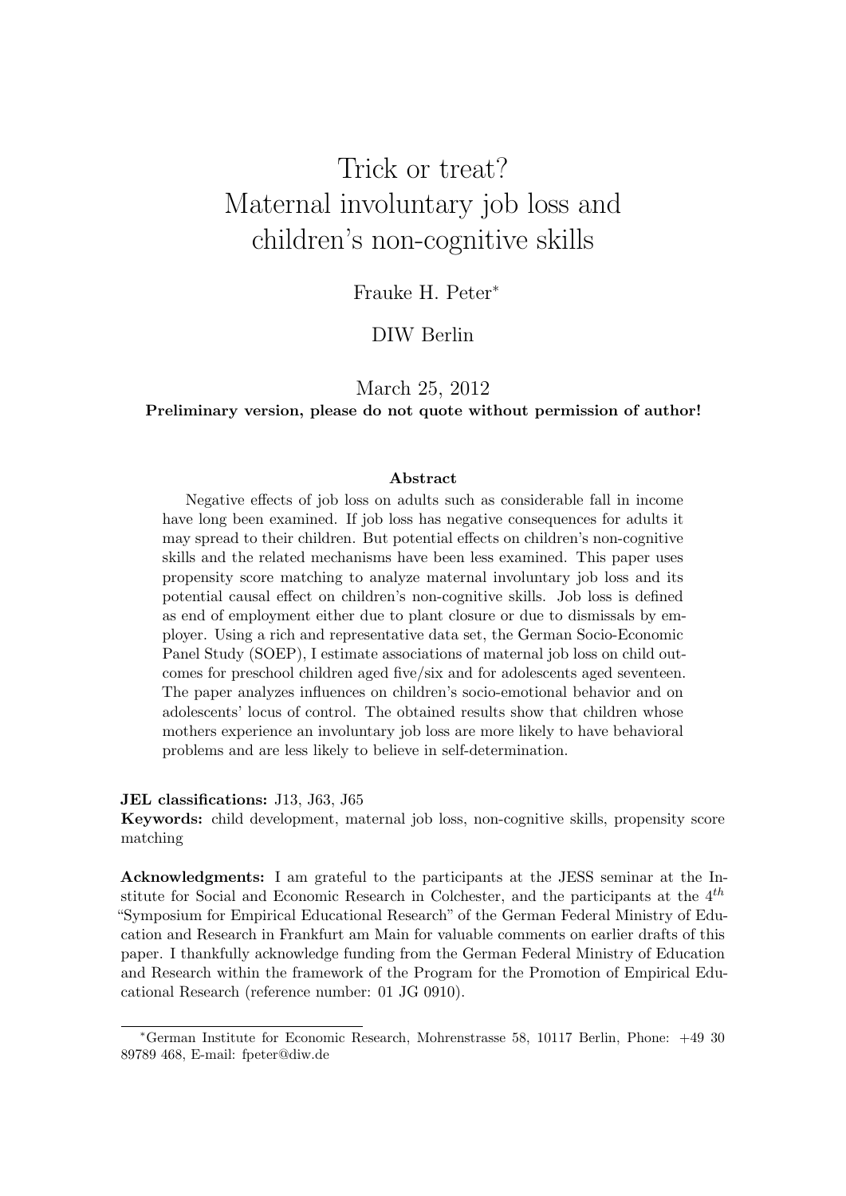# Trick or treat?
# Maternal involuntary job loss and children's non-cognitive skills

Frauke H. Peter*

DIW Berlin

March 25, 2012

**Preliminary version, please do not quote without permission of author!**

### Abstract

Negative effects of job loss on adults such as considerable fall in income have long been examined. If job loss has negative consequences for adults it may spread to their children. But potential effects on children's non-cognitive skills and the related mechanisms have been less examined. This paper uses propensity score matching to analyze maternal involuntary job loss and its potential causal effect on children's non-cognitive skills. Job loss is defined as end of employment either due to plant closure or due to dismissals by employer. Using a rich and representative data set, the German Socio-Economic Panel Study (SOEP), I estimate associations of maternal job loss on child outcomes for preschool children aged five/six and for adolescents aged seventeen. The paper analyzes influences on children's socio-emotional behavior and on adolescents' locus of control. The obtained results show that children whose mothers experience an involuntary job loss are more likely to have behavioral problems and are less likely to believe in self-determination.

**JEL classifications:** J13, J63, J65

**Keywords:** child development, maternal job loss, non-cognitive skills, propensity score matching

**Acknowledgments:** I am grateful to the participants at the JESS seminar at the Institute for Social and Economic Research in Colchester, and the participants at the $4^{th}$ "Symposium for Empirical Educational Research" of the German Federal Ministry of Education and Research in Frankfurt am Main for valuable comments on earlier drafts of this paper. I thankfully acknowledge funding from the German Federal Ministry of Education and Research within the framework of the Program for the Promotion of Empirical Educational Research (reference number: 01 JG 0910).

---

*German Institute for Economic Research, Mohrenstrasse 58, 10117 Berlin, Phone: +49 30 89789 468, E-mail: fpeter@diw.de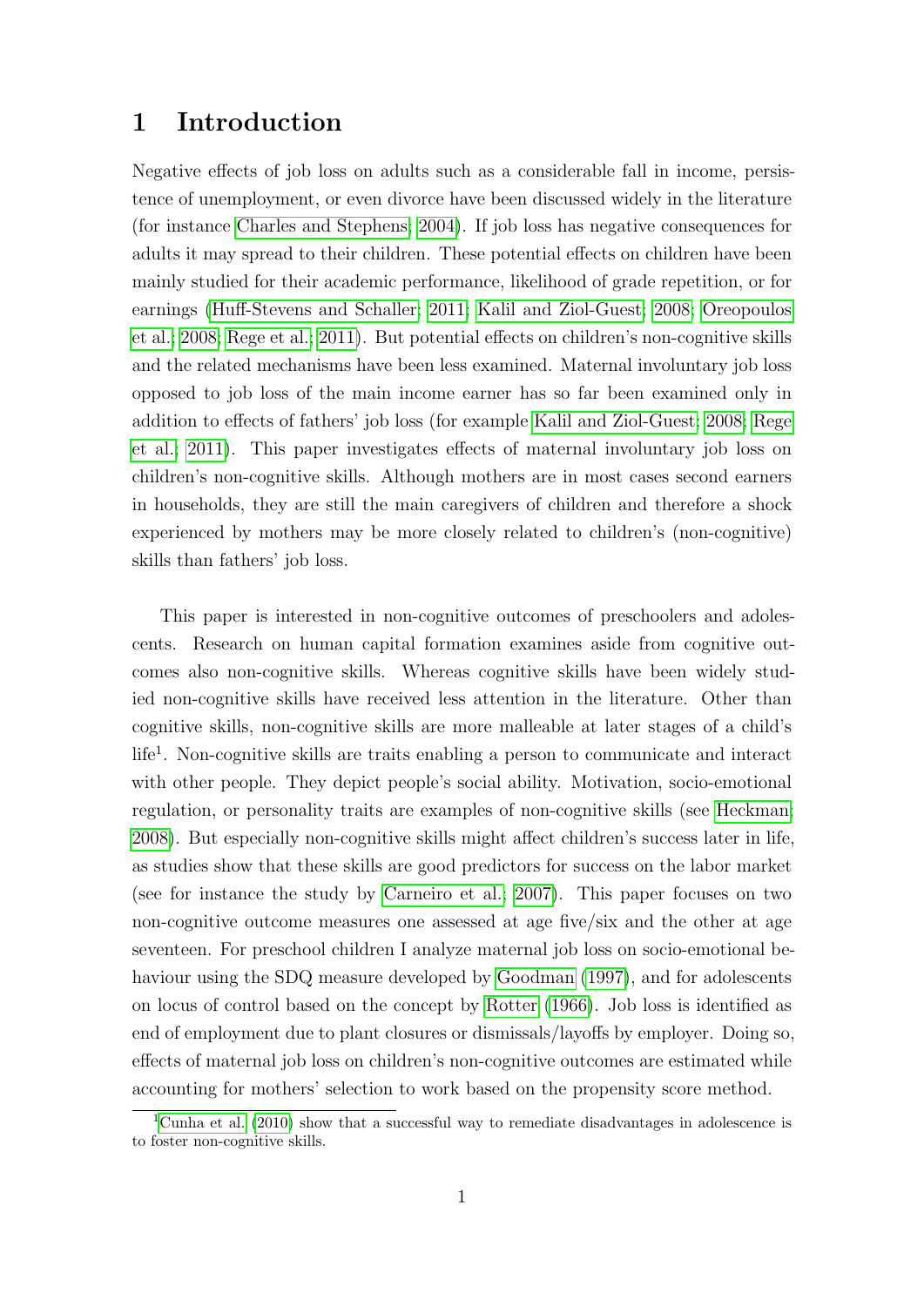# 1 Introduction

Negative effects of job loss on adults such as a considerable fall in income, persistence of unemployment, or even divorce have been discussed widely in the literature (for instance Charles and Stephens, 2004). If job loss has negative consequences for adults it may spread to their children. These potential effects on children have been mainly studied for their academic performance, likelihood of grade repetition, or for earnings (Huff-Stevens and Schaller, 2011; Kalil and Ziol-Guest, 2008; Oreopoulos et al., 2008; Rege et al., 2011). But potential effects on children's non-cognitive skills and the related mechanisms have been less examined. Maternal involuntary job loss opposed to job loss of the main income earner has so far been examined only in addition to effects of fathers' job loss (for example Kalil and Ziol-Guest, 2008; Rege et al., 2011). This paper investigates effects of maternal involuntary job loss on children's non-cognitive skills. Although mothers are in most cases second earners in households, they are still the main caregivers of children and therefore a shock experienced by mothers may be more closely related to children's (non-cognitive) skills than fathers' job loss.

This paper is interested in non-cognitive outcomes of preschoolers and adolescents. Research on human capital formation examines aside from cognitive outcomes also non-cognitive skills. Whereas cognitive skills have been widely studied non-cognitive skills have received less attention in the literature. Other than cognitive skills, non-cognitive skills are more malleable at later stages of a child's life[1]. Non-cognitive skills are traits enabling a person to communicate and interact with other people. They depict people's social ability. Motivation, socio-emotional regulation, or personality traits are examples of non-cognitive skills (see Heckman, 2008). But especially non-cognitive skills might affect children's success later in life, as studies show that these skills are good predictors for success on the labor market (see for instance the study by Carneiro et al., 2007). This paper focuses on two non-cognitive outcome measures one assessed at age five/six and the other at age seventeen. For preschool children I analyze maternal job loss on socio-emotional behaviour using the SDQ measure developed by Goodman (1997), and for adolescents on locus of control based on the concept by Rotter (1966). Job loss is identified as end of employment due to plant closures or dismissals/layoffs by employer. Doing so, effects of maternal job loss on children's non-cognitive outcomes are estimated while accounting for mothers' selection to work based on the propensity score method.

[1] Cunha et al. (2010) show that a successful way to remediate disadvantages in adolescence is to foster non-cognitive skills.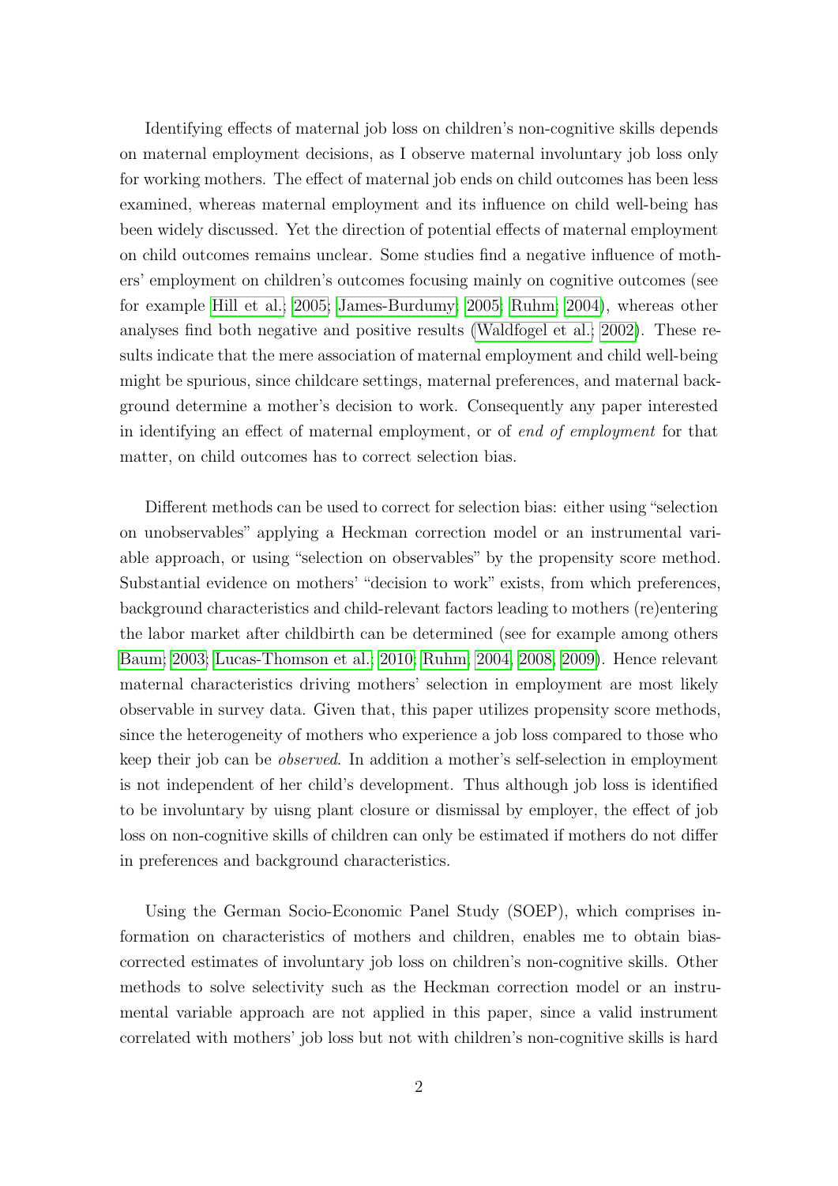Identifying effects of maternal job loss on children's non-cognitive skills depends on maternal employment decisions, as I observe maternal involuntary job loss only for working mothers. The effect of maternal job ends on child outcomes has been less examined, whereas maternal employment and its influence on child well-being has been widely discussed. Yet the direction of potential effects of maternal employment on child outcomes remains unclear. Some studies find a negative influence of mothers' employment on children's outcomes focusing mainly on cognitive outcomes (see for example Hill et al.; 2005; James-Burdumy; 2005; Ruhm; 2004), whereas other analyses find both negative and positive results (Waldfogel et al.; 2002). These results indicate that the mere association of maternal employment and child well-being might be spurious, since childcare settings, maternal preferences, and maternal background determine a mother's decision to work. Consequently any paper interested in identifying an effect of maternal employment, or of *end of employment* for that matter, on child outcomes has to correct selection bias.

Different methods can be used to correct for selection bias: either using "selection on unobservables" applying a Heckman correction model or an instrumental variable approach, or using "selection on observables" by the propensity score method. Substantial evidence on mothers' "decision to work" exists, from which preferences, background characteristics and child-relevant factors leading to mothers (re)entering the labor market after childbirth can be determined (see for example among others Baum; 2003; Lucas-Thomson et al.; 2010; Ruhm; 2004, 2008, 2009). Hence relevant maternal characteristics driving mothers' selection in employment are most likely observable in survey data. Given that, this paper utilizes propensity score methods, since the heterogeneity of mothers who experience a job loss compared to those who keep their job can be *observed*. In addition a mother's self-selection in employment is not independent of her child's development. Thus although job loss is identified to be involuntary by uisng plant closure or dismissal by employer, the effect of job loss on non-cognitive skills of children can only be estimated if mothers do not differ in preferences and background characteristics.

Using the German Socio-Economic Panel Study (SOEP), which comprises information on characteristics of mothers and children, enables me to obtain bias-corrected estimates of involuntary job loss on children's non-cognitive skills. Other methods to solve selectivity such as the Heckman correction model or an instrumental variable approach are not applied in this paper, since a valid instrument correlated with mothers' job loss but not with children's non-cognitive skills is hard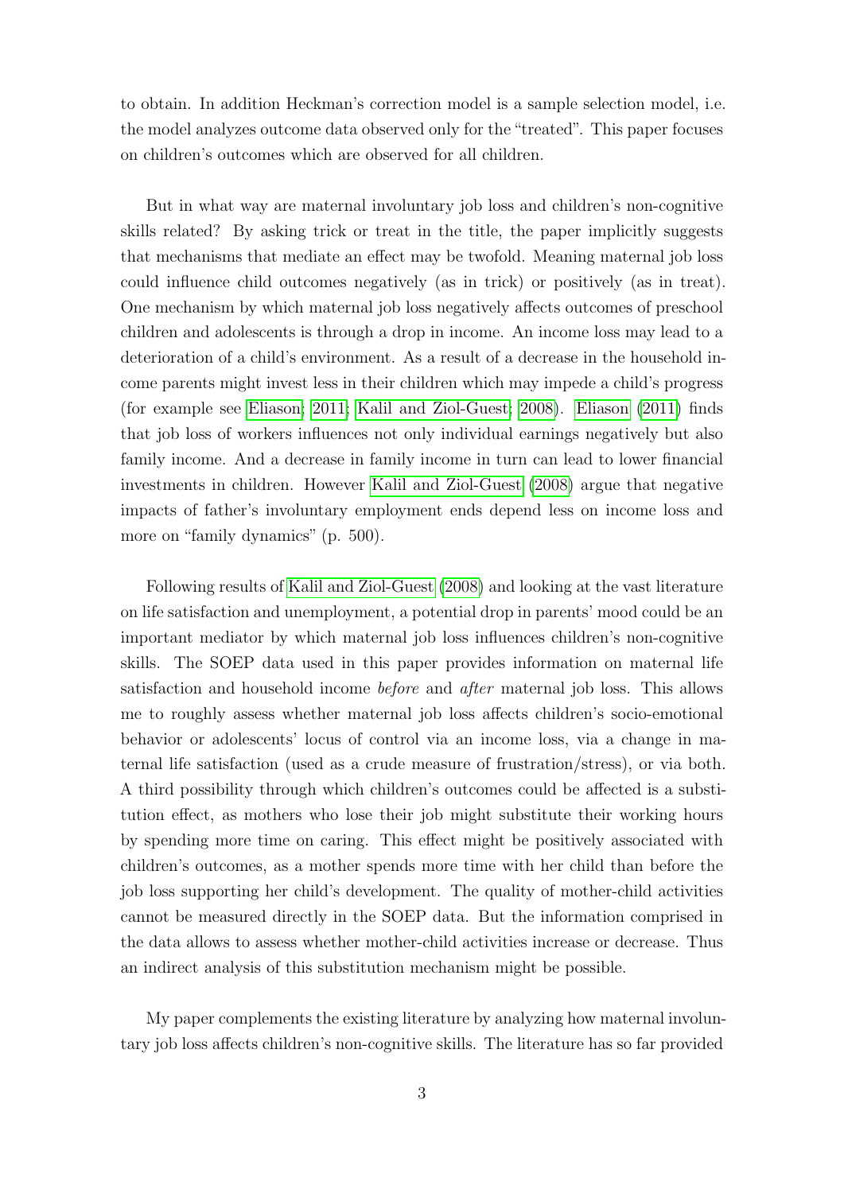to obtain. In addition Heckman's correction model is a sample selection model, i.e. the model analyzes outcome data observed only for the "treated". This paper focuses on children's outcomes which are observed for all children.

But in what way are maternal involuntary job loss and children's non-cognitive skills related? By asking trick or treat in the title, the paper implicitly suggests that mechanisms that mediate an effect may be twofold. Meaning maternal job loss could influence child outcomes negatively (as in trick) or positively (as in treat). One mechanism by which maternal job loss negatively affects outcomes of preschool children and adolescents is through a drop in income. An income loss may lead to a deterioration of a child's environment. As a result of a decrease in the household income parents might invest less in their children which may impede a child's progress (for example see Eliason; 2011; Kalil and Ziol-Guest; 2008). Eliason (2011) finds that job loss of workers influences not only individual earnings negatively but also family income. And a decrease in family income in turn can lead to lower financial investments in children. However Kalil and Ziol-Guest (2008) argue that negative impacts of father's involuntary employment ends depend less on income loss and more on "family dynamics" (p. 500).

Following results of Kalil and Ziol-Guest (2008) and looking at the vast literature on life satisfaction and unemployment, a potential drop in parents' mood could be an important mediator by which maternal job loss influences children's non-cognitive skills. The SOEP data used in this paper provides information on maternal life satisfaction and household income *before* and *after* maternal job loss. This allows me to roughly assess whether maternal job loss affects children's socio-emotional behavior or adolescents' locus of control via an income loss, via a change in maternal life satisfaction (used as a crude measure of frustration/stress), or via both. A third possibility through which children's outcomes could be affected is a substitution effect, as mothers who lose their job might substitute their working hours by spending more time on caring. This effect might be positively associated with children's outcomes, as a mother spends more time with her child than before the job loss supporting her child's development. The quality of mother-child activities cannot be measured directly in the SOEP data. But the information comprised in the data allows to assess whether mother-child activities increase or decrease. Thus an indirect analysis of this substitution mechanism might be possible.

My paper complements the existing literature by analyzing how maternal involuntary job loss affects children's non-cognitive skills. The literature has so far provided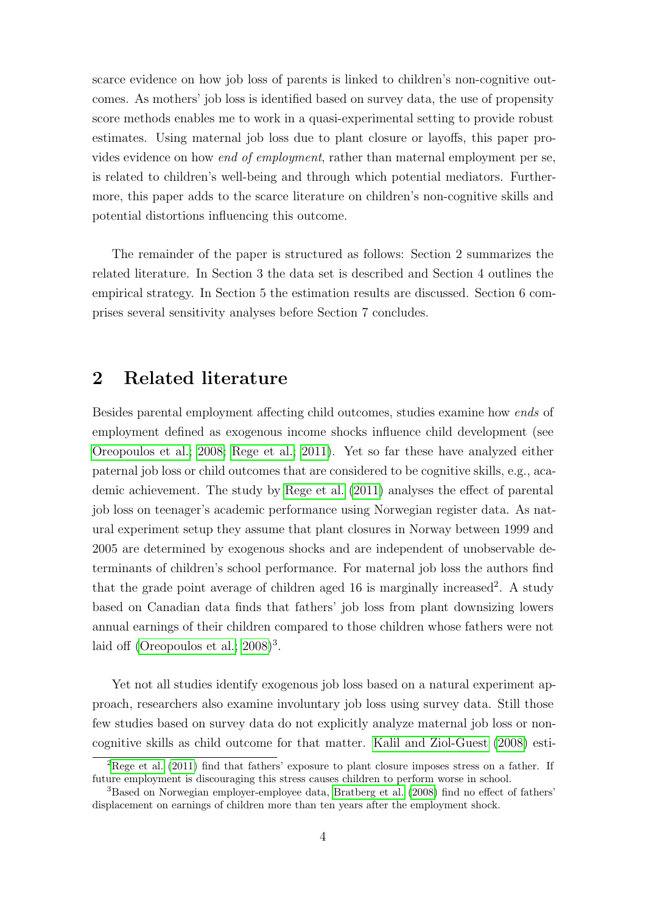scarce evidence on how job loss of parents is linked to children's non-cognitive outcomes. As mothers' job loss is identified based on survey data, the use of propensity score methods enables me to work in a quasi-experimental setting to provide robust estimates. Using maternal job loss due to plant closure or layoffs, this paper provides evidence on how *end of employment*, rather than maternal employment per se, is related to children's well-being and through which potential mediators. Furthermore, this paper adds to the scarce literature on children's non-cognitive skills and potential distortions influencing this outcome.

The remainder of the paper is structured as follows: Section 2 summarizes the related literature. In Section 3 the data set is described and Section 4 outlines the empirical strategy. In Section 5 the estimation results are discussed. Section 6 comprises several sensitivity analyses before Section 7 concludes.

## 2 Related literature

Besides parental employment affecting child outcomes, studies examine how *ends* of employment defined as exogenous income shocks influence child development (see Oreopoulos et al., 2008; Rege et al., 2011). Yet so far these have analyzed either paternal job loss or child outcomes that are considered to be cognitive skills, e.g., academic achievement. The study by Rege et al. (2011) analyses the effect of parental job loss on teenager's academic performance using Norwegian register data. As natural experiment setup they assume that plant closures in Norway between 1999 and 2005 are determined by exogenous shocks and are independent of unobservable determinants of children's school performance. For maternal job loss the authors find that the grade point average of children aged 16 is marginally increased[2]. A study based on Canadian data finds that fathers' job loss from plant downsizing lowers annual earnings of their children compared to those children whose fathers were not laid off (Oreopoulos et al., 2008)[3].

Yet not all studies identify exogenous job loss based on a natural experiment approach, researchers also examine involuntary job loss using survey data. Still those few studies based on survey data do not explicitly analyze maternal job loss or non-cognitive skills as child outcome for that matter. Kalil and Ziol-Guest (2008) esti-

[2] Rege et al. (2011) find that fathers' exposure to plant closure imposes stress on a father. If future employment is discouraging this stress causes children to perform worse in school.

[3] Based on Norwegian employer-employee data, Bratberg et al. (2008) find no effect of fathers' displacement on earnings of children more than ten years after the employment shock.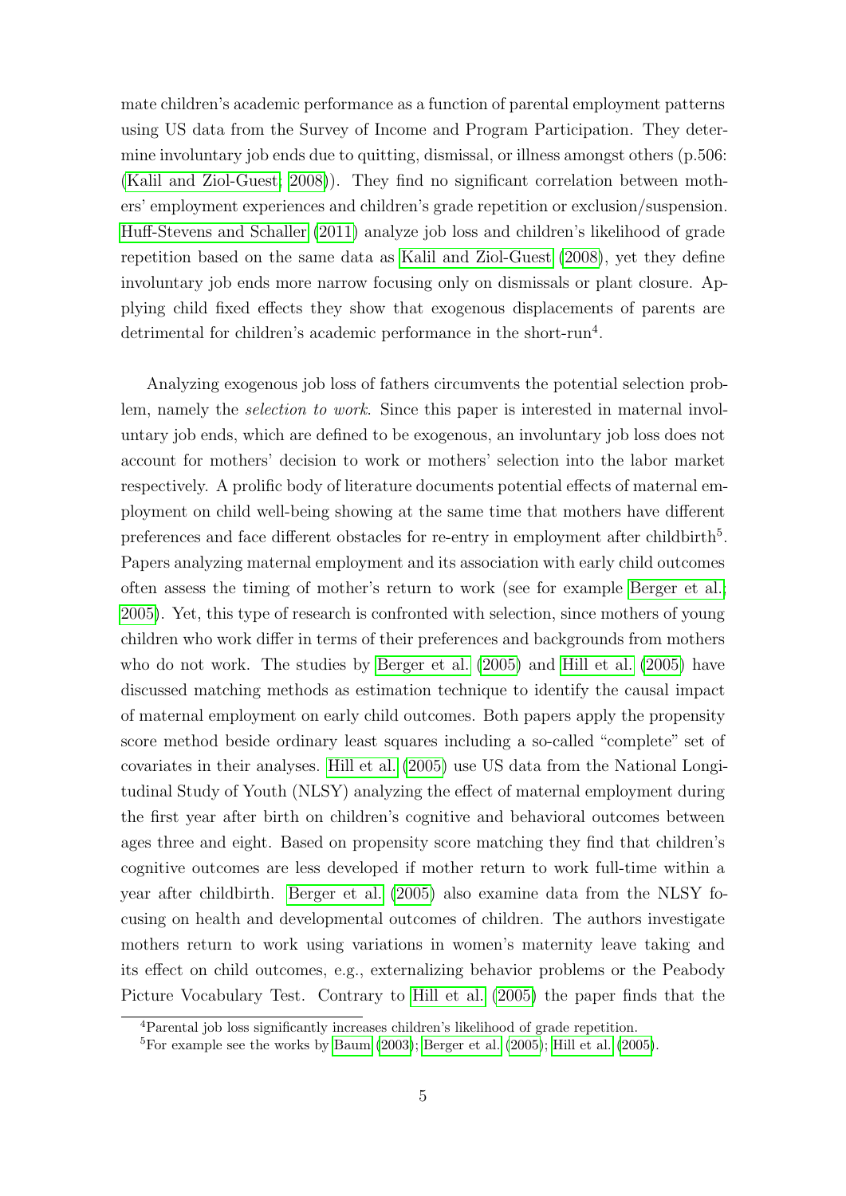mate children's academic performance as a function of parental employment patterns using US data from the Survey of Income and Program Participation. They determine involuntary job ends due to quitting, dismissal, or illness amongst others (p.506: (Kalil and Ziol-Guest; 2008)). They find no significant correlation between mothers' employment experiences and children's grade repetition or exclusion/suspension. Huff-Stevens and Schaller (2011) analyze job loss and children's likelihood of grade repetition based on the same data as Kalil and Ziol-Guest (2008), yet they define involuntary job ends more narrow focusing only on dismissals or plant closure. Applying child fixed effects they show that exogenous displacements of parents are detrimental for children's academic performance in the short-run[4].

Analyzing exogenous job loss of fathers circumvents the potential selection problem, namely the *selection to work*. Since this paper is interested in maternal involuntary job ends, which are defined to be exogenous, an involuntary job loss does not account for mothers' decision to work or mothers' selection into the labor market respectively. A prolific body of literature documents potential effects of maternal employment on child well-being showing at the same time that mothers have different preferences and face different obstacles for re-entry in employment after childbirth[5]. Papers analyzing maternal employment and its association with early child outcomes often assess the timing of mother's return to work (see for example Berger et al.; 2005). Yet, this type of research is confronted with selection, since mothers of young children who work differ in terms of their preferences and backgrounds from mothers who do not work. The studies by Berger et al. (2005) and Hill et al. (2005) have discussed matching methods as estimation technique to identify the causal impact of maternal employment on early child outcomes. Both papers apply the propensity score method beside ordinary least squares including a so-called "complete" set of covariates in their analyses. Hill et al. (2005) use US data from the National Longitudinal Study of Youth (NLSY) analyzing the effect of maternal employment during the first year after birth on children's cognitive and behavioral outcomes between ages three and eight. Based on propensity score matching they find that children's cognitive outcomes are less developed if mother return to work full-time within a year after childbirth. Berger et al. (2005) also examine data from the NLSY focusing on health and developmental outcomes of children. The authors investigate mothers return to work using variations in women's maternity leave taking and its effect on child outcomes, e.g., externalizing behavior problems or the Peabody Picture Vocabulary Test. Contrary to Hill et al. (2005) the paper finds that the

[4] Parental job loss significantly increases children's likelihood of grade repetition.

[5] For example see the works by Baum (2003); Berger et al. (2005); Hill et al. (2005).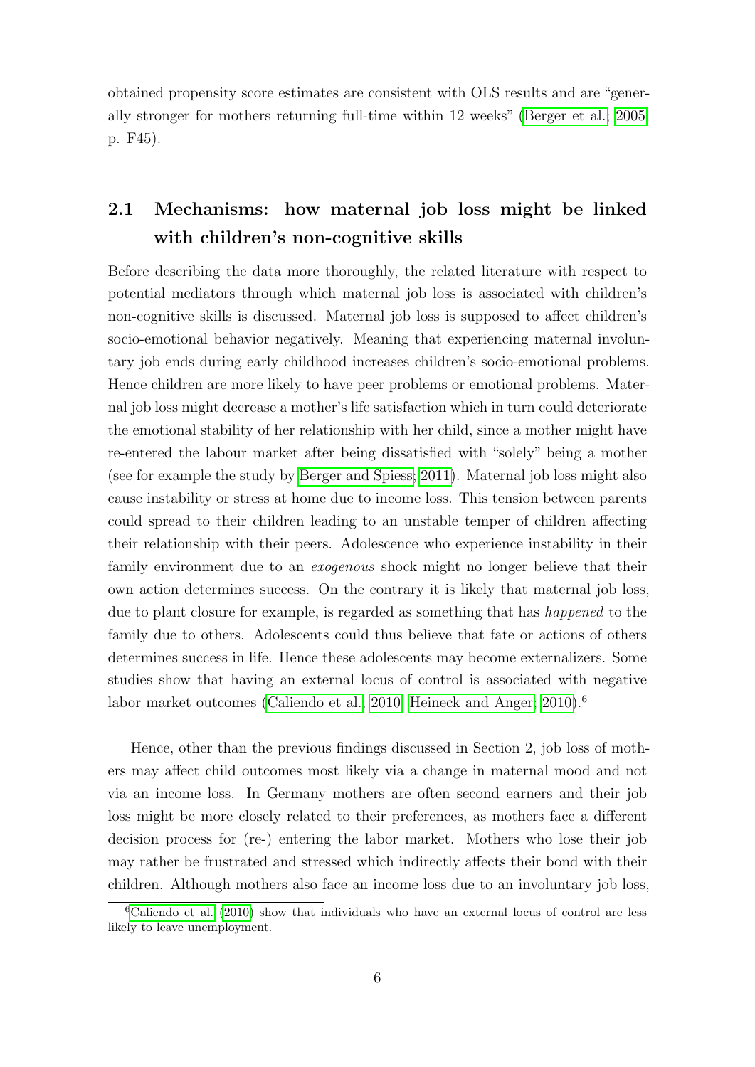obtained propensity score estimates are consistent with OLS results and are "generally stronger for mothers returning full-time within 12 weeks" (Berger et al., 2005, p. F45).

## 2.1 Mechanisms: how maternal job loss might be linked with children's non-cognitive skills

Before describing the data more thoroughly, the related literature with respect to potential mediators through which maternal job loss is associated with children's non-cognitive skills is discussed. Maternal job loss is supposed to affect children's socio-emotional behavior negatively. Meaning that experiencing maternal involuntary job ends during early childhood increases children's socio-emotional problems. Hence children are more likely to have peer problems or emotional problems. Maternal job loss might decrease a mother's life satisfaction which in turn could deteriorate the emotional stability of her relationship with her child, since a mother might have re-entered the labour market after being dissatisfied with "solely" being a mother (see for example the study by Berger and Spiess, 2011). Maternal job loss might also cause instability or stress at home due to income loss. This tension between parents could spread to their children leading to an unstable temper of children affecting their relationship with their peers. Adolescence who experience instability in their family environment due to an *exogenous* shock might no longer believe that their own action determines success. On the contrary it is likely that maternal job loss, due to plant closure for example, is regarded as something that has *happened* to the family due to others. Adolescents could thus believe that fate or actions of others determines success in life. Hence these adolescents may become externalizers. Some studies show that having an external locus of control is associated with negative labor market outcomes (Caliendo et al., 2010; Heineck and Anger, 2010).[6]

Hence, other than the previous findings discussed in Section 2, job loss of mothers may affect child outcomes most likely via a change in maternal mood and not via an income loss. In Germany mothers are often second earners and their job loss might be more closely related to their preferences, as mothers face a different decision process for (re-) entering the labor market. Mothers who lose their job may rather be frustrated and stressed which indirectly affects their bond with their children. Although mothers also face an income loss due to an involuntary job loss,

[6] Caliendo et al. (2010) show that individuals who have an external locus of control are less likely to leave unemployment.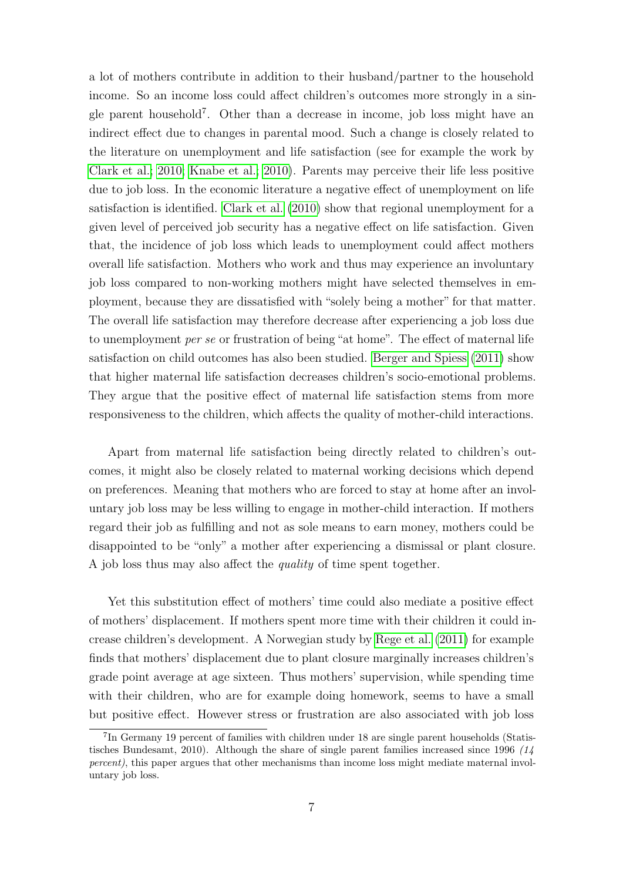a lot of mothers contribute in addition to their husband/partner to the household income. So an income loss could affect children's outcomes more strongly in a single parent household[7]. Other than a decrease in income, job loss might have an indirect effect due to changes in parental mood. Such a change is closely related to the literature on unemployment and life satisfaction (see for example the work by Clark et al.; 2010; Knabe et al.; 2010). Parents may perceive their life less positive due to job loss. In the economic literature a negative effect of unemployment on life satisfaction is identified. Clark et al. (2010) show that regional unemployment for a given level of perceived job security has a negative effect on life satisfaction. Given that, the incidence of job loss which leads to unemployment could affect mothers overall life satisfaction. Mothers who work and thus may experience an involuntary job loss compared to non-working mothers might have selected themselves in employment, because they are dissatisfied with "solely being a mother" for that matter. The overall life satisfaction may therefore decrease after experiencing a job loss due to unemployment *per se* or frustration of being "at home". The effect of maternal life satisfaction on child outcomes has also been studied. Berger and Spiess (2011) show that higher maternal life satisfaction decreases children's socio-emotional problems. They argue that the positive effect of maternal life satisfaction stems from more responsiveness to the children, which affects the quality of mother-child interactions.

Apart from maternal life satisfaction being directly related to children's outcomes, it might also be closely related to maternal working decisions which depend on preferences. Meaning that mothers who are forced to stay at home after an involuntary job loss may be less willing to engage in mother-child interaction. If mothers regard their job as fulfilling and not as sole means to earn money, mothers could be disappointed to be "only" a mother after experiencing a dismissal or plant closure. A job loss thus may also affect the *quality* of time spent together.

Yet this substitution effect of mothers' time could also mediate a positive effect of mothers' displacement. If mothers spent more time with their children it could increase children's development. A Norwegian study by Rege et al. (2011) for example finds that mothers' displacement due to plant closure marginally increases children's grade point average at age sixteen. Thus mothers' supervision, while spending time with their children, who are for example doing homework, seems to have a small but positive effect. However stress or frustration are also associated with job loss

[7] In Germany 19 percent of families with children under 18 are single parent households (Statistisches Bundesamt, 2010). Although the share of single parent families increased since 1996 *(14 percent)*, this paper argues that other mechanisms than income loss might mediate maternal involuntary job loss.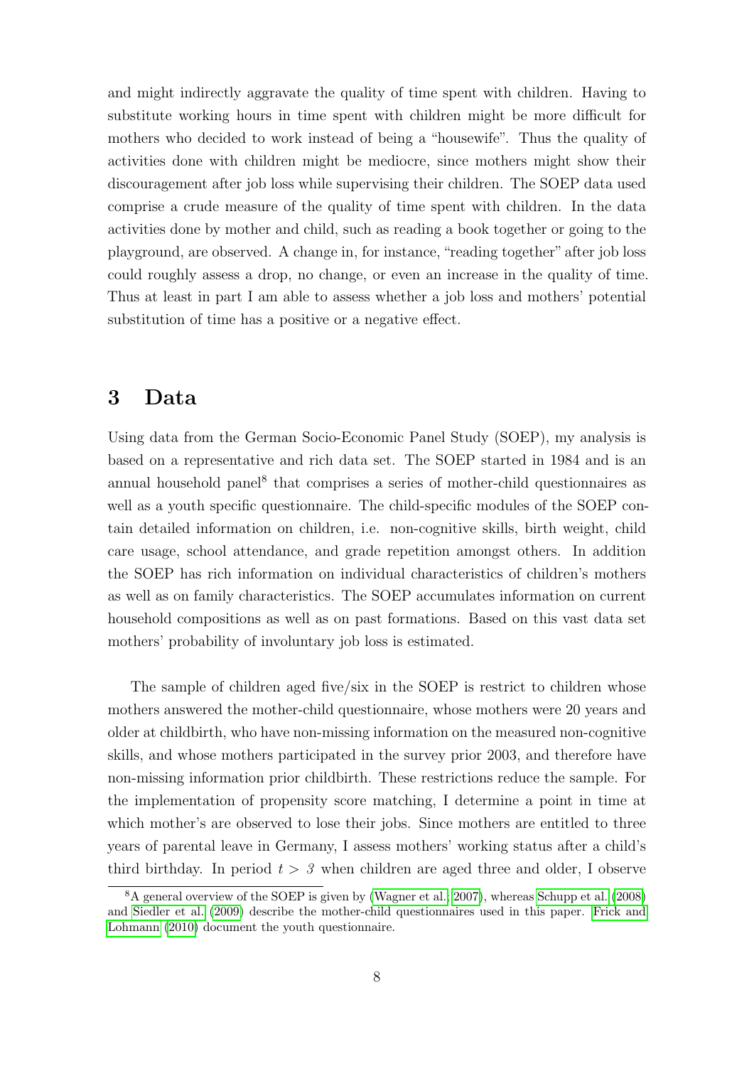and might indirectly aggravate the quality of time spent with children. Having to substitute working hours in time spent with children might be more difficult for mothers who decided to work instead of being a "housewife". Thus the quality of activities done with children might be mediocre, since mothers might show their discouragement after job loss while supervising their children. The SOEP data used comprise a crude measure of the quality of time spent with children. In the data activities done by mother and child, such as reading a book together or going to the playground, are observed. A change in, for instance, "reading together" after job loss could roughly assess a drop, no change, or even an increase in the quality of time. Thus at least in part I am able to assess whether a job loss and mothers' potential substitution of time has a positive or a negative effect.

# 3 Data

Using data from the German Socio-Economic Panel Study (SOEP), my analysis is based on a representative and rich data set. The SOEP started in 1984 and is an annual household panel[8] that comprises a series of mother-child questionnaires as well as a youth specific questionnaire. The child-specific modules of the SOEP contain detailed information on children, i.e. non-cognitive skills, birth weight, child care usage, school attendance, and grade repetition amongst others. In addition the SOEP has rich information on individual characteristics of children's mothers as well as on family characteristics. The SOEP accumulates information on current household compositions as well as on past formations. Based on this vast data set mothers' probability of involuntary job loss is estimated.

The sample of children aged five/six in the SOEP is restrict to children whose mothers answered the mother-child questionnaire, whose mothers were 20 years and older at childbirth, who have non-missing information on the measured non-cognitive skills, and whose mothers participated in the survey prior 2003, and therefore have non-missing information prior childbirth. These restrictions reduce the sample. For the implementation of propensity score matching, I determine a point in time at which mother's are observed to lose their jobs. Since mothers are entitled to three years of parental leave in Germany, I assess mothers' working status after a child's third birthday. In period $t > 3$ when children are aged three and older, I observe

[8] A general overview of the SOEP is given by (Wagner et al., 2007), whereas Schupp et al. (2008) and Siedler et al. (2009) describe the mother-child questionnaires used in this paper. Frick and Lohmann (2010) document the youth questionnaire.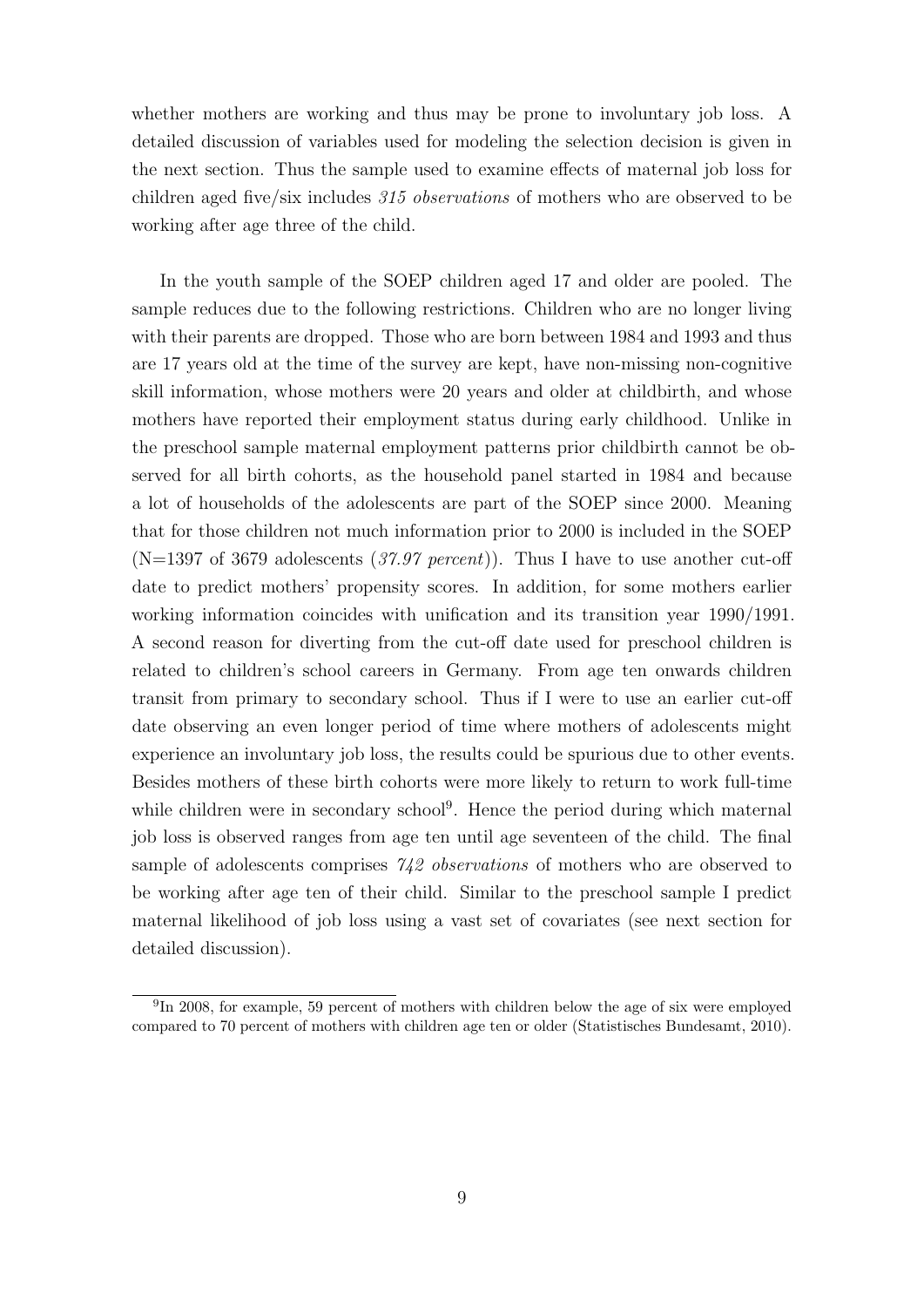whether mothers are working and thus may be prone to involuntary job loss. A detailed discussion of variables used for modeling the selection decision is given in the next section. Thus the sample used to examine effects of maternal job loss for children aged five/six includes *315 observations* of mothers who are observed to be working after age three of the child.

In the youth sample of the SOEP children aged 17 and older are pooled. The sample reduces due to the following restrictions. Children who are no longer living with their parents are dropped. Those who are born between 1984 and 1993 and thus are 17 years old at the time of the survey are kept, have non-missing non-cognitive skill information, whose mothers were 20 years and older at childbirth, and whose mothers have reported their employment status during early childhood. Unlike in the preschool sample maternal employment patterns prior childbirth cannot be observed for all birth cohorts, as the household panel started in 1984 and because a lot of households of the adolescents are part of the SOEP since 2000. Meaning that for those children not much information prior to 2000 is included in the SOEP (N=1397 of 3679 adolescents (*37.97 percent*)). Thus I have to use another cut-off date to predict mothers' propensity scores. In addition, for some mothers earlier working information coincides with unification and its transition year 1990/1991. A second reason for diverting from the cut-off date used for preschool children is related to children's school careers in Germany. From age ten onwards children transit from primary to secondary school. Thus if I were to use an earlier cut-off date observing an even longer period of time where mothers of adolescents might experience an involuntary job loss, the results could be spurious due to other events. Besides mothers of these birth cohorts were more likely to return to work full-time while children were in secondary school[9]. Hence the period during which maternal job loss is observed ranges from age ten until age seventeen of the child. The final sample of adolescents comprises *742 observations* of mothers who are observed to be working after age ten of their child. Similar to the preschool sample I predict maternal likelihood of job loss using a vast set of covariates (see next section for detailed discussion).

[9]In 2008, for example, 59 percent of mothers with children below the age of six were employed compared to 70 percent of mothers with children age ten or older (Statistisches Bundesamt, 2010).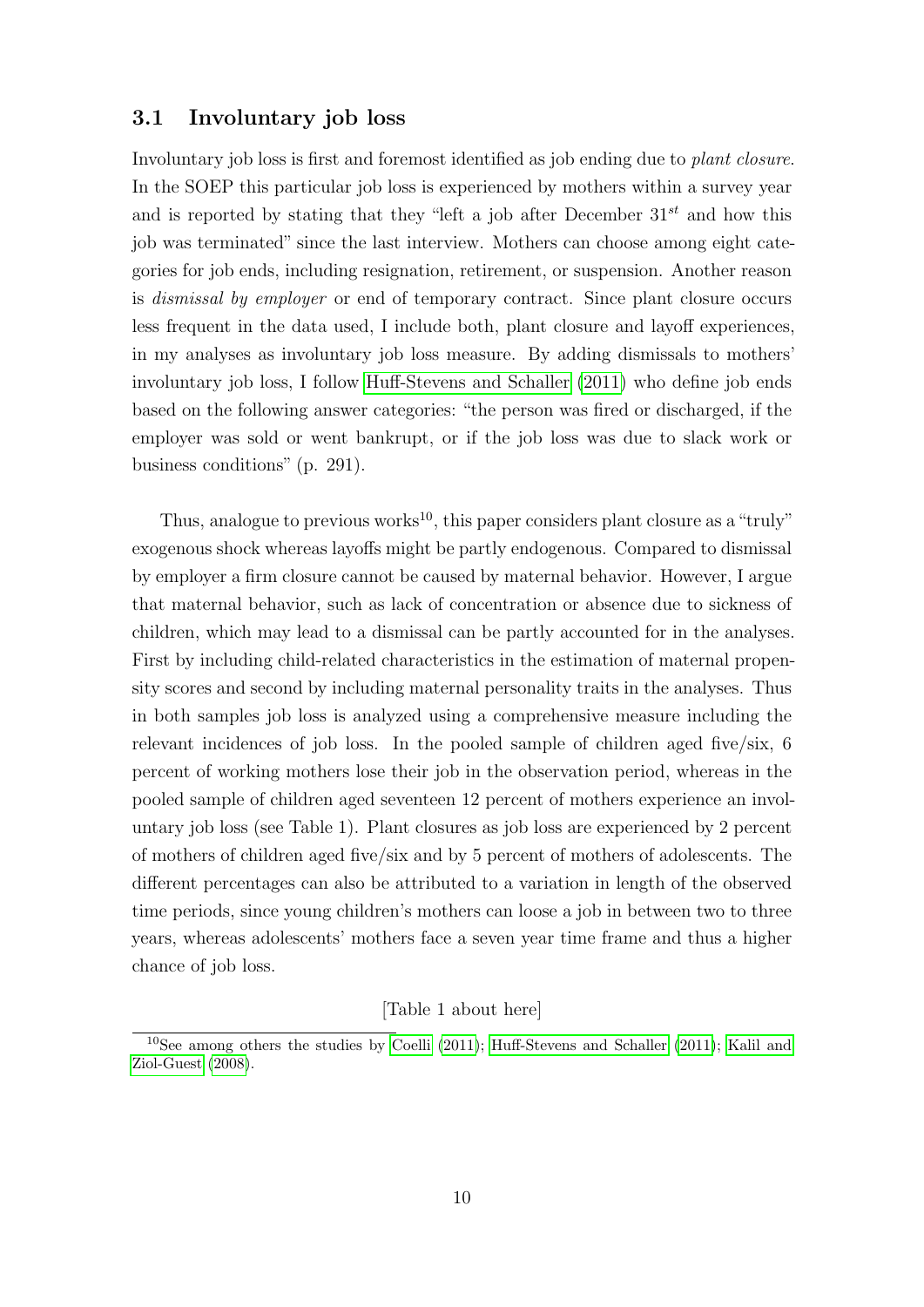### 3.1 Involuntary job loss

Involuntary job loss is first and foremost identified as job ending due to *plant closure*. In the SOEP this particular job loss is experienced by mothers within a survey year and is reported by stating that they "left a job after December $31^{st}$ and how this job was terminated" since the last interview. Mothers can choose among eight categories for job ends, including resignation, retirement, or suspension. Another reason is *dismissal by employer* or end of temporary contract. Since plant closure occurs less frequent in the data used, I include both, plant closure and layoff experiences, in my analyses as involuntary job loss measure. By adding dismissals to mothers' involuntary job loss, I follow Huff-Stevens and Schaller (2011) who define job ends based on the following answer categories: "the person was fired or discharged, if the employer was sold or went bankrupt, or if the job loss was due to slack work or business conditions" (p. 291).

Thus, analogue to previous works[10], this paper considers plant closure as a "truly" exogenous shock whereas layoffs might be partly endogenous. Compared to dismissal by employer a firm closure cannot be caused by maternal behavior. However, I argue that maternal behavior, such as lack of concentration or absence due to sickness of children, which may lead to a dismissal can be partly accounted for in the analyses. First by including child-related characteristics in the estimation of maternal propensity scores and second by including maternal personality traits in the analyses. Thus in both samples job loss is analyzed using a comprehensive measure including the relevant incidences of job loss. In the pooled sample of children aged five/six, 6 percent of working mothers lose their job in the observation period, whereas in the pooled sample of children aged seventeen 12 percent of mothers experience an involuntary job loss (see Table 1). Plant closures as job loss are experienced by 2 percent of mothers of children aged five/six and by 5 percent of mothers of adolescents. The different percentages can also be attributed to a variation in length of the observed time periods, since young children's mothers can loose a job in between two to three years, whereas adolescents' mothers face a seven year time frame and thus a higher chance of job loss.

[Table 1 about here]

[10] See among others the studies by Coelli (2011); Huff-Stevens and Schaller (2011); Kalil and Ziol-Guest (2008).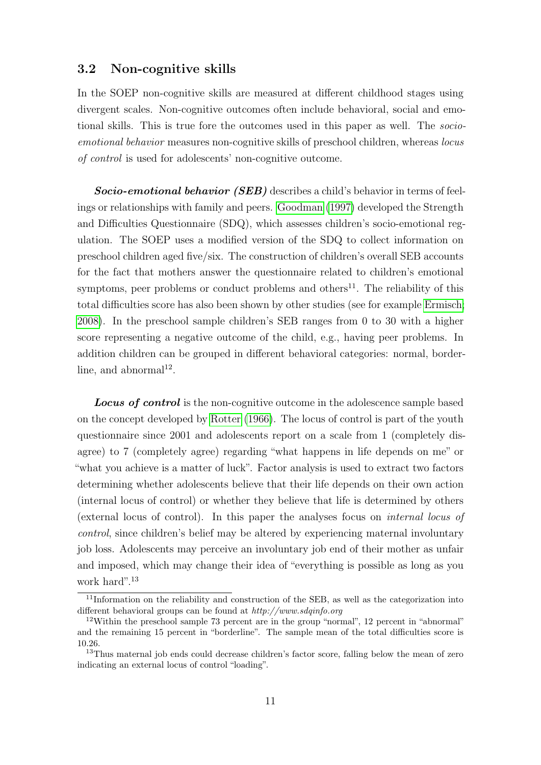### 3.2 Non-cognitive skills

In the SOEP non-cognitive skills are measured at different childhood stages using divergent scales. Non-cognitive outcomes often include behavioral, social and emotional skills. This is true fore the outcomes used in this paper as well. The *socio-emotional behavior* measures non-cognitive skills of preschool children, whereas *locus of control* is used for adolescents' non-cognitive outcome.

***Socio-emotional behavior (SEB)*** describes a child's behavior in terms of feelings or relationships with family and peers. Goodman (1997) developed the Strength and Difficulties Questionnaire (SDQ), which assesses children's socio-emotional regulation. The SOEP uses a modified version of the SDQ to collect information on preschool children aged five/six. The construction of children's overall SEB accounts for the fact that mothers answer the questionnaire related to children's emotional symptoms, peer problems or conduct problems and others[11]. The reliability of this total difficulties score has also been shown by other studies (see for example Ermisch, 2008). In the preschool sample children's SEB ranges from 0 to 30 with a higher score representing a negative outcome of the child, e.g., having peer problems. In addition children can be grouped in different behavioral categories: normal, borderline, and abnormal[12].

***Locus of control*** is the non-cognitive outcome in the adolescence sample based on the concept developed by Rotter (1966). The locus of control is part of the youth questionnaire since 2001 and adolescents report on a scale from 1 (completely disagree) to 7 (completely agree) regarding "what happens in life depends on me" or "what you achieve is a matter of luck". Factor analysis is used to extract two factors determining whether adolescents believe that their life depends on their own action (internal locus of control) or whether they believe that life is determined by others (external locus of control). In this paper the analyses focus on *internal locus of control*, since children's belief may be altered by experiencing maternal involuntary job loss. Adolescents may perceive an involuntary job end of their mother as unfair and imposed, which may change their idea of "everything is possible as long as you work hard".[13]

[11] Information on the reliability and construction of the SEB, as well as the categorization into different behavioral groups can be found at *http://www.sdqinfo.org*

[12] Within the preschool sample 73 percent are in the group "normal", 12 percent in "abnormal" and the remaining 15 percent in "borderline". The sample mean of the total difficulties score is 10.26.

[13] Thus maternal job ends could decrease children's factor score, falling below the mean of zero indicating an external locus of control "loading".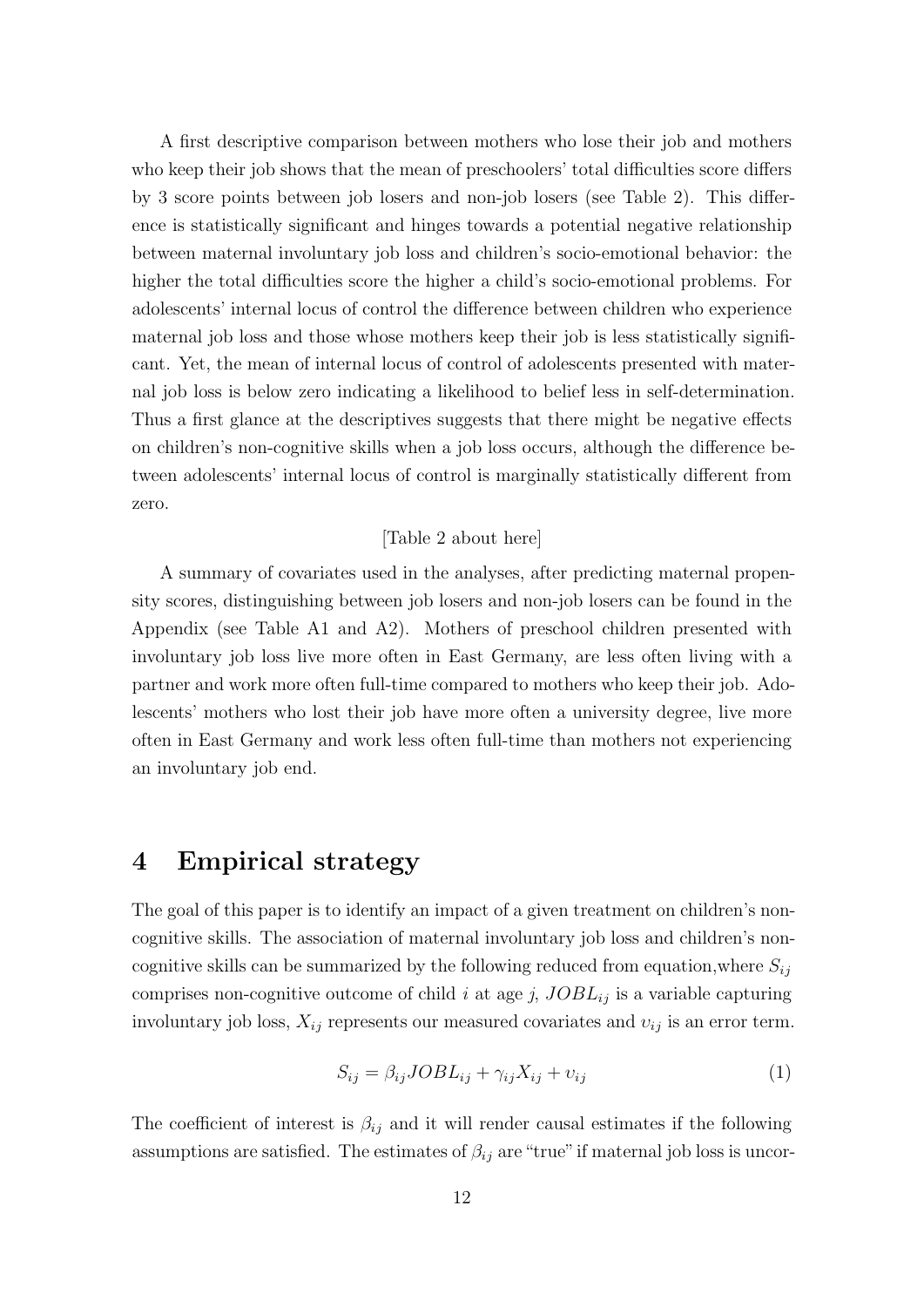A first descriptive comparison between mothers who lose their job and mothers who keep their job shows that the mean of preschoolers' total difficulties score differs by 3 score points between job losers and non-job losers (see Table 2). This difference is statistically significant and hinges towards a potential negative relationship between maternal involuntary job loss and children's socio-emotional behavior: the higher the total difficulties score the higher a child's socio-emotional problems. For adolescents' internal locus of control the difference between children who experience maternal job loss and those whose mothers keep their job is less statistically significant. Yet, the mean of internal locus of control of adolescents presented with maternal job loss is below zero indicating a likelihood to belief less in self-determination. Thus a first glance at the descriptives suggests that there might be negative effects on children's non-cognitive skills when a job loss occurs, although the difference between adolescents' internal locus of control is marginally statistically different from zero.

[Table 2 about here]

A summary of covariates used in the analyses, after predicting maternal propensity scores, distinguishing between job losers and non-job losers can be found in the Appendix (see Table A1 and A2). Mothers of preschool children presented with involuntary job loss live more often in East Germany, are less often living with a partner and work more often full-time compared to mothers who keep their job. Adolescents' mothers who lost their job have more often a university degree, live more often in East Germany and work less often full-time than mothers not experiencing an involuntary job end.

# 4 Empirical strategy

The goal of this paper is to identify an impact of a given treatment on children's non-cognitive skills. The association of maternal involuntary job loss and children's non-cognitive skills can be summarized by the following reduced from equation,where $S_{ij}$ comprises non-cognitive outcome of child $i$ at age $j$, $JOBL_{ij}$ is a variable capturing involuntary job loss, $X_{ij}$ represents our measured covariates and $\upsilon_{ij}$ is an error term.

$$S_{ij} = \beta_{ij} JOBL_{ij} + \gamma_{ij} X_{ij} + \upsilon_{ij} \tag{1}$$

The coefficient of interest is $\beta_{ij}$ and it will render causal estimates if the following assumptions are satisfied. The estimates of $\beta_{ij}$ are "true" if maternal job loss is uncor-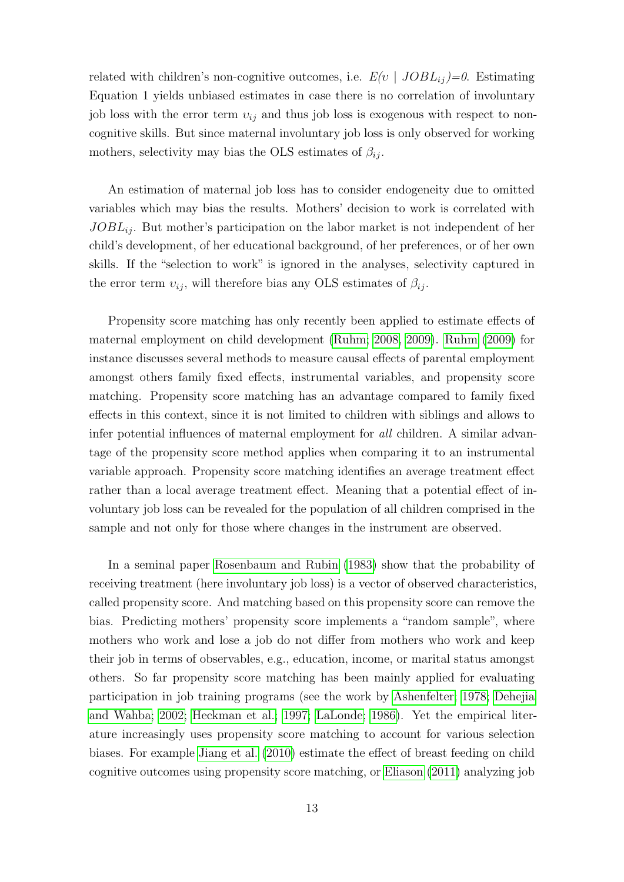related with children's non-cognitive outcomes, i.e. $E(\upsilon \mid JOBL_{ij}) = 0$. Estimating Equation 1 yields unbiased estimates in case there is no correlation of involuntary job loss with the error term $\upsilon_{ij}$ and thus job loss is exogenous with respect to non-cognitive skills. But since maternal involuntary job loss is only observed for working mothers, selectivity may bias the OLS estimates of $\beta_{ij}$.

An estimation of maternal job loss has to consider endogeneity due to omitted variables which may bias the results. Mothers' decision to work is correlated with $JOBL_{ij}$. But mother's participation on the labor market is not independent of her child's development, of her educational background, of her preferences, or of her own skills. If the "selection to work" is ignored in the analyses, selectivity captured in the error term $\upsilon_{ij}$, will therefore bias any OLS estimates of $\beta_{ij}$.

Propensity score matching has only recently been applied to estimate effects of maternal employment on child development (Ruhm; 2008, 2009). Ruhm (2009) for instance discusses several methods to measure causal effects of parental employment amongst others family fixed effects, instrumental variables, and propensity score matching. Propensity score matching has an advantage compared to family fixed effects in this context, since it is not limited to children with siblings and allows to infer potential influences of maternal employment for *all* children. A similar advantage of the propensity score method applies when comparing it to an instrumental variable approach. Propensity score matching identifies an average treatment effect rather than a local average treatment effect. Meaning that a potential effect of involuntary job loss can be revealed for the population of all children comprised in the sample and not only for those where changes in the instrument are observed.

In a seminal paper Rosenbaum and Rubin (1983) show that the probability of receiving treatment (here involuntary job loss) is a vector of observed characteristics, called propensity score. And matching based on this propensity score can remove the bias. Predicting mothers' propensity score implements a "random sample", where mothers who work and lose a job do not differ from mothers who work and keep their job in terms of observables, e.g., education, income, or marital status amongst others. So far propensity score matching has been mainly applied for evaluating participation in job training programs (see the work by Ashenfelter; 1978; Dehejia and Wahba; 2002; Heckman et al.; 1997; LaLonde; 1986). Yet the empirical literature increasingly uses propensity score matching to account for various selection biases. For example Jiang et al. (2010) estimate the effect of breast feeding on child cognitive outcomes using propensity score matching, or Eliason (2011) analyzing job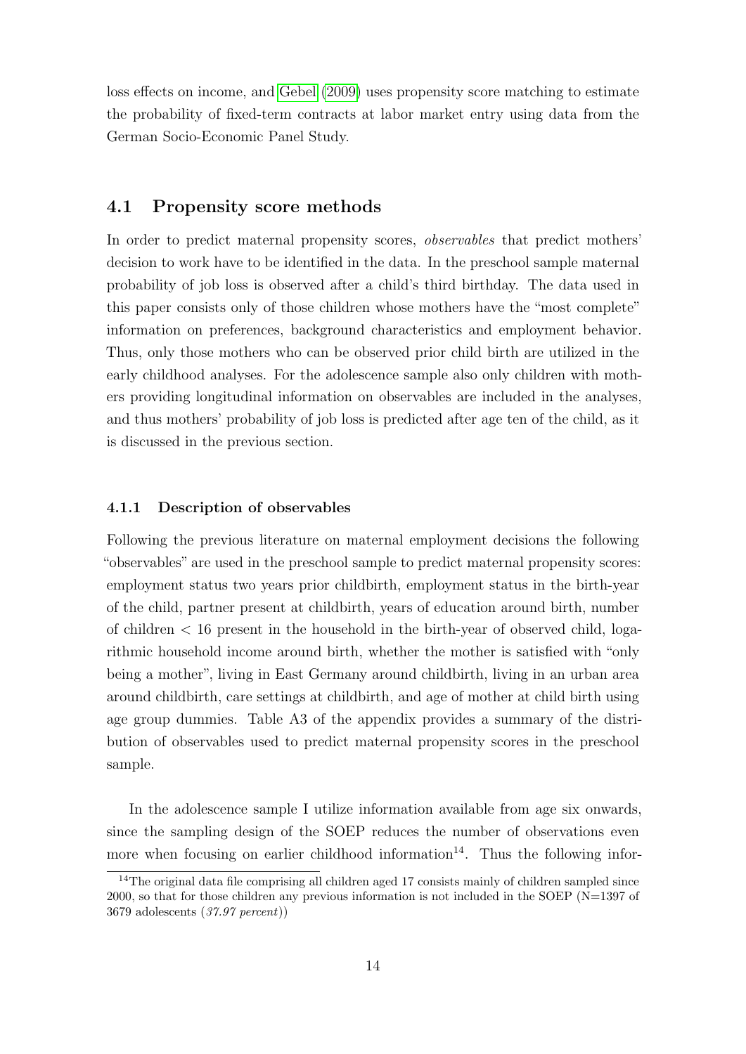loss effects on income, and Gebel (2009) uses propensity score matching to estimate the probability of fixed-term contracts at labor market entry using data from the German Socio-Economic Panel Study.

## 4.1 Propensity score methods

In order to predict maternal propensity scores, *observables* that predict mothers' decision to work have to be identified in the data. In the preschool sample maternal probability of job loss is observed after a child's third birthday. The data used in this paper consists only of those children whose mothers have the "most complete" information on preferences, background characteristics and employment behavior. Thus, only those mothers who can be observed prior child birth are utilized in the early childhood analyses. For the adolescence sample also only children with mothers providing longitudinal information on observables are included in the analyses, and thus mothers' probability of job loss is predicted after age ten of the child, as it is discussed in the previous section.

### 4.1.1 Description of observables

Following the previous literature on maternal employment decisions the following "observables" are used in the preschool sample to predict maternal propensity scores: employment status two years prior childbirth, employment status in the birth-year of the child, partner present at childbirth, years of education around birth, number of children < 16 present in the household in the birth-year of observed child, logarithmic household income around birth, whether the mother is satisfied with "only being a mother", living in East Germany around childbirth, living in an urban area around childbirth, care settings at childbirth, and age of mother at child birth using age group dummies. Table A3 of the appendix provides a summary of the distribution of observables used to predict maternal propensity scores in the preschool sample.

In the adolescence sample I utilize information available from age six onwards, since the sampling design of the SOEP reduces the number of observations even more when focusing on earlier childhood information[14]. Thus the following infor-

[14]The original data file comprising all children aged 17 consists mainly of children sampled since 2000, so that for those children any previous information is not included in the SOEP (N=1397 of 3679 adolescents (*37.97 percent*))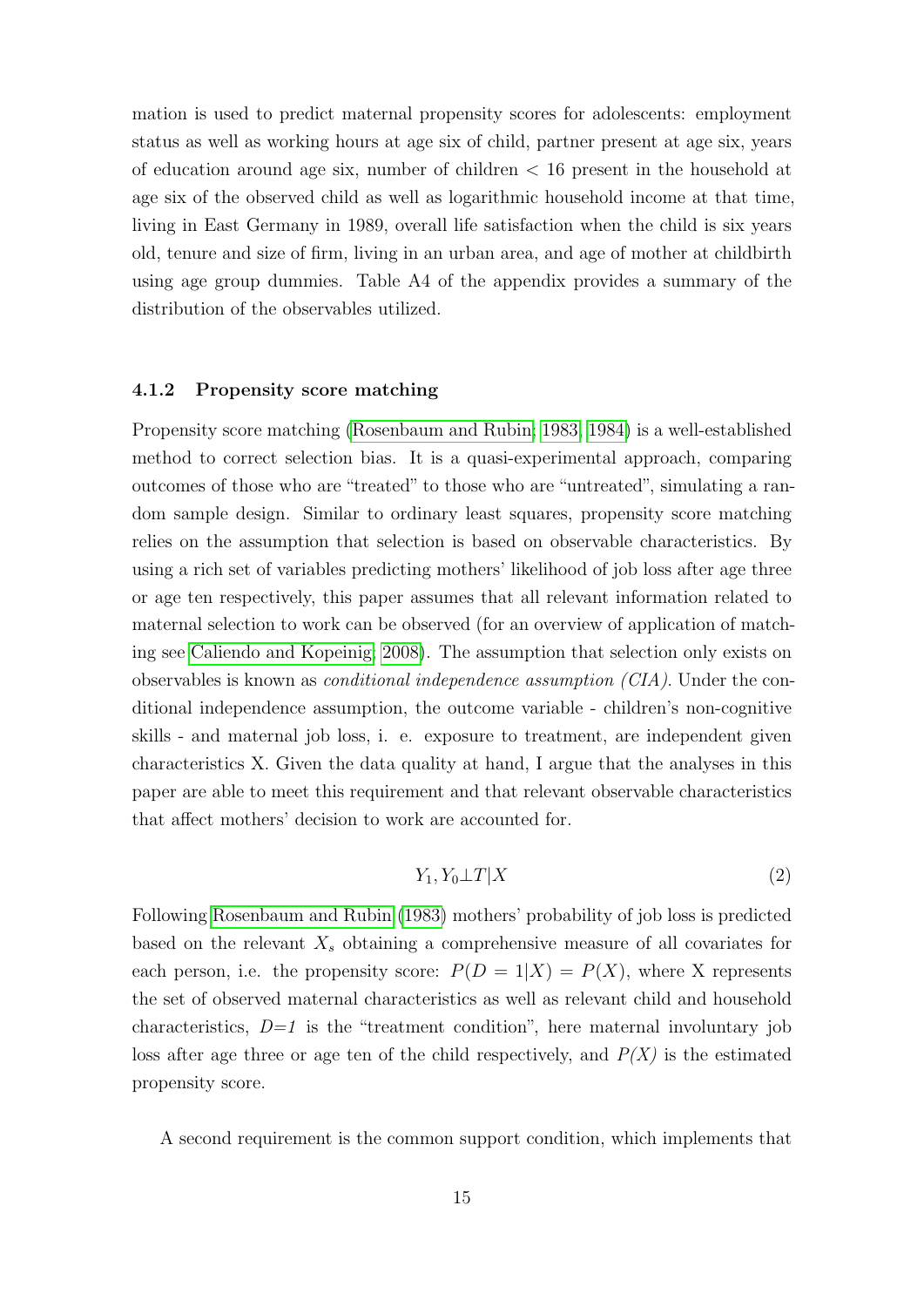mation is used to predict maternal propensity scores for adolescents: employment status as well as working hours at age six of child, partner present at age six, years of education around age six, number of children < 16 present in the household at age six of the observed child as well as logarithmic household income at that time, living in East Germany in 1989, overall life satisfaction when the child is six years old, tenure and size of firm, living in an urban area, and age of mother at childbirth using age group dummies. Table A4 of the appendix provides a summary of the distribution of the observables utilized.

### 4.1.2 Propensity score matching

Propensity score matching (Rosenbaum and Rubin, 1983, 1984) is a well-established method to correct selection bias. It is a quasi-experimental approach, comparing outcomes of those who are "treated" to those who are "untreated", simulating a random sample design. Similar to ordinary least squares, propensity score matching relies on the assumption that selection is based on observable characteristics. By using a rich set of variables predicting mothers' likelihood of job loss after age three or age ten respectively, this paper assumes that all relevant information related to maternal selection to work can be observed (for an overview of application of matching see Caliendo and Kopeinig, 2008). The assumption that selection only exists on observables is known as *conditional independence assumption (CIA)*. Under the conditional independence assumption, the outcome variable - children's non-cognitive skills - and maternal job loss, i. e. exposure to treatment, are independent given characteristics X. Given the data quality at hand, I argue that the analyses in this paper are able to meet this requirement and that relevant observable characteristics that affect mothers' decision to work are accounted for.

$$Y_1, Y_0 \perp T | X \tag{2}$$

Following Rosenbaum and Rubin (1983) mothers' probability of job loss is predicted based on the relevant $X_s$ obtaining a comprehensive measure of all covariates for each person, i.e. the propensity score: $P(D = 1|X) = P(X)$, where X represents the set of observed maternal characteristics as well as relevant child and household characteristics, *D=1* is the "treatment condition", here maternal involuntary job loss after age three or age ten of the child respectively, and *P(X)* is the estimated propensity score.

A second requirement is the common support condition, which implements that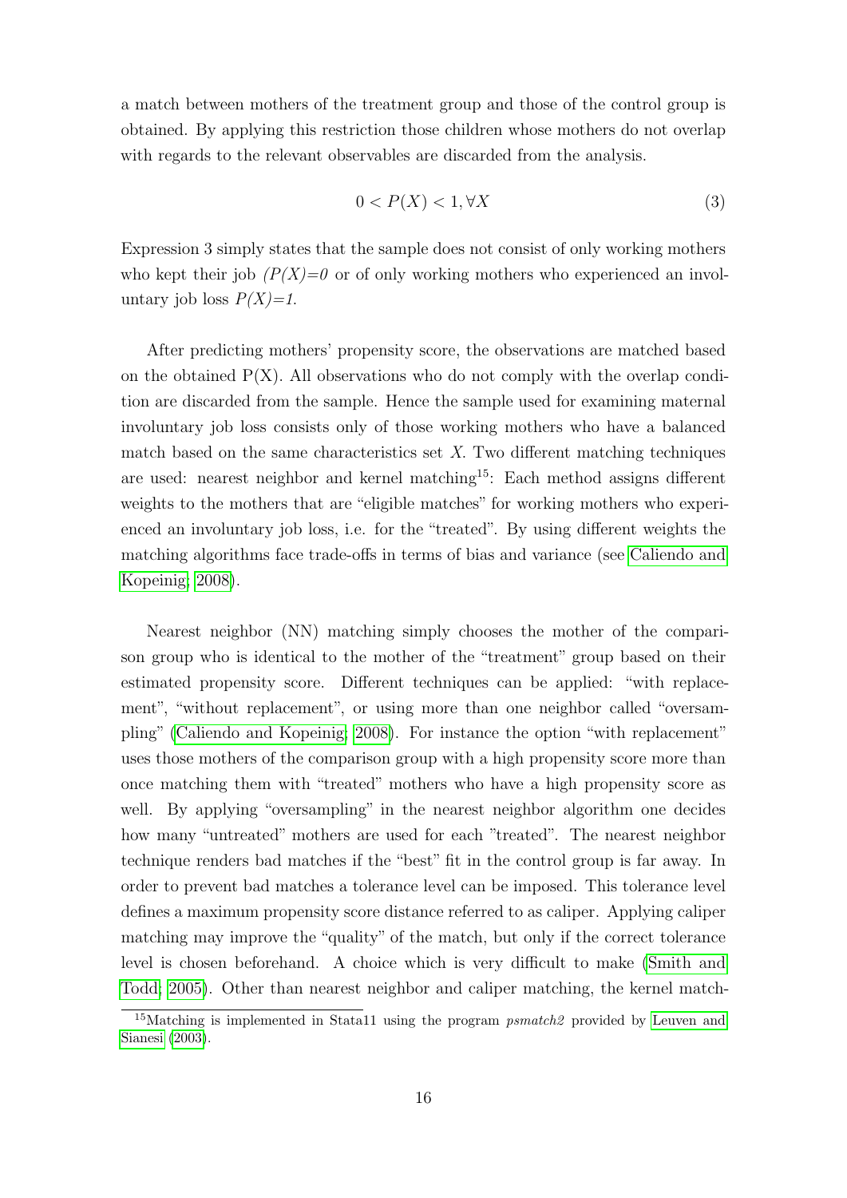a match between mothers of the treatment group and those of the control group is obtained. By applying this restriction those children whose mothers do not overlap with regards to the relevant observables are discarded from the analysis.

$$0 < P(X) < 1, \forall X \tag{3}$$

Expression 3 simply states that the sample does not consist of only working mothers who kept their job *(P(X)=0* or of only working mothers who experienced an involuntary job loss *P(X)=1.*

After predicting mothers' propensity score, the observations are matched based on the obtained P(X). All observations who do not comply with the overlap condition are discarded from the sample. Hence the sample used for examining maternal involuntary job loss consists only of those working mothers who have a balanced match based on the same characteristics set *X*. Two different matching techniques are used: nearest neighbor and kernel matching[15]: Each method assigns different weights to the mothers that are "eligible matches" for working mothers who experienced an involuntary job loss, i.e. for the "treated". By using different weights the matching algorithms face trade-offs in terms of bias and variance (see Caliendo and Kopeinig, 2008).

Nearest neighbor (NN) matching simply chooses the mother of the comparison group who is identical to the mother of the "treatment" group based on their estimated propensity score. Different techniques can be applied: "with replacement", "without replacement", or using more than one neighbor called "oversampling" (Caliendo and Kopeinig, 2008). For instance the option "with replacement" uses those mothers of the comparison group with a high propensity score more than once matching them with "treated" mothers who have a high propensity score as well. By applying "oversampling" in the nearest neighbor algorithm one decides how many "untreated" mothers are used for each "treated". The nearest neighbor technique renders bad matches if the "best" fit in the control group is far away. In order to prevent bad matches a tolerance level can be imposed. This tolerance level defines a maximum propensity score distance referred to as caliper. Applying caliper matching may improve the "quality" of the match, but only if the correct tolerance level is chosen beforehand. A choice which is very difficult to make (Smith and Todd, 2005). Other than nearest neighbor and caliper matching, the kernel match-

[15]Matching is implemented in Stata11 using the program *psmatch2* provided by Leuven and Sianesi (2003).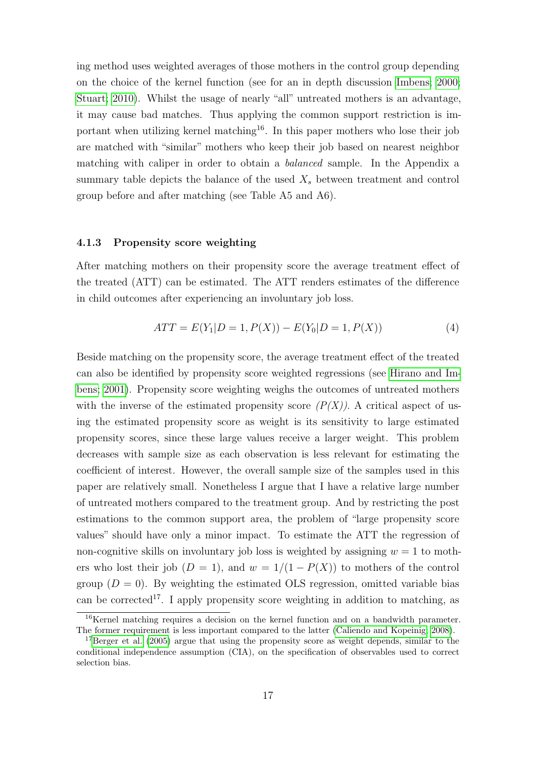ing method uses weighted averages of those mothers in the control group depending on the choice of the kernel function (see for an in depth discussion Imbens; 2000; Stuart; 2010). Whilst the usage of nearly "all" untreated mothers is an advantage, it may cause bad matches. Thus applying the common support restriction is important when utilizing kernel matching[16]. In this paper mothers who lose their job are matched with "similar" mothers who keep their job based on nearest neighbor matching with caliper in order to obtain a *balanced* sample. In the Appendix a summary table depicts the balance of the used $X_s$ between treatment and control group before and after matching (see Table A5 and A6).

### 4.1.3 Propensity score weighting

After matching mothers on their propensity score the average treatment effect of the treated (ATT) can be estimated. The ATT renders estimates of the difference in child outcomes after experiencing an involuntary job loss.

$$ATT = E(Y_1|D = 1, P(X)) - E(Y_0|D = 1, P(X)) \tag{4}$$

Beside matching on the propensity score, the average treatment effect of the treated can also be identified by propensity score weighted regressions (see Hirano and Imbens; 2001). Propensity score weighting weighs the outcomes of untreated mothers with the inverse of the estimated propensity score *($P(X)$)*. A critical aspect of using the estimated propensity score as weight is its sensitivity to large estimated propensity scores, since these large values receive a larger weight. This problem decreases with sample size as each observation is less relevant for estimating the coefficient of interest. However, the overall sample size of the samples used in this paper are relatively small. Nonetheless I argue that I have a relative large number of untreated mothers compared to the treatment group. And by restricting the post estimations to the common support area, the problem of "large propensity score values" should have only a minor impact. To estimate the ATT the regression of non-cognitive skills on involuntary job loss is weighted by assigning $w = 1$ to mothers who lost their job ($D = 1$), and $w = 1/(1 - P(X))$ to mothers of the control group ($D = 0$). By weighting the estimated OLS regression, omitted variable bias can be corrected[17]. I apply propensity score weighting in addition to matching, as

[16] Kernel matching requires a decision on the kernel function and on a bandwidth parameter. The former requirement is less important compared to the latter (Caliendo and Kopeinig; 2008).

[17] Berger et al. (2005) argue that using the propensity score as weight depends, similar to the conditional independence assumption (CIA), on the specification of observables used to correct selection bias.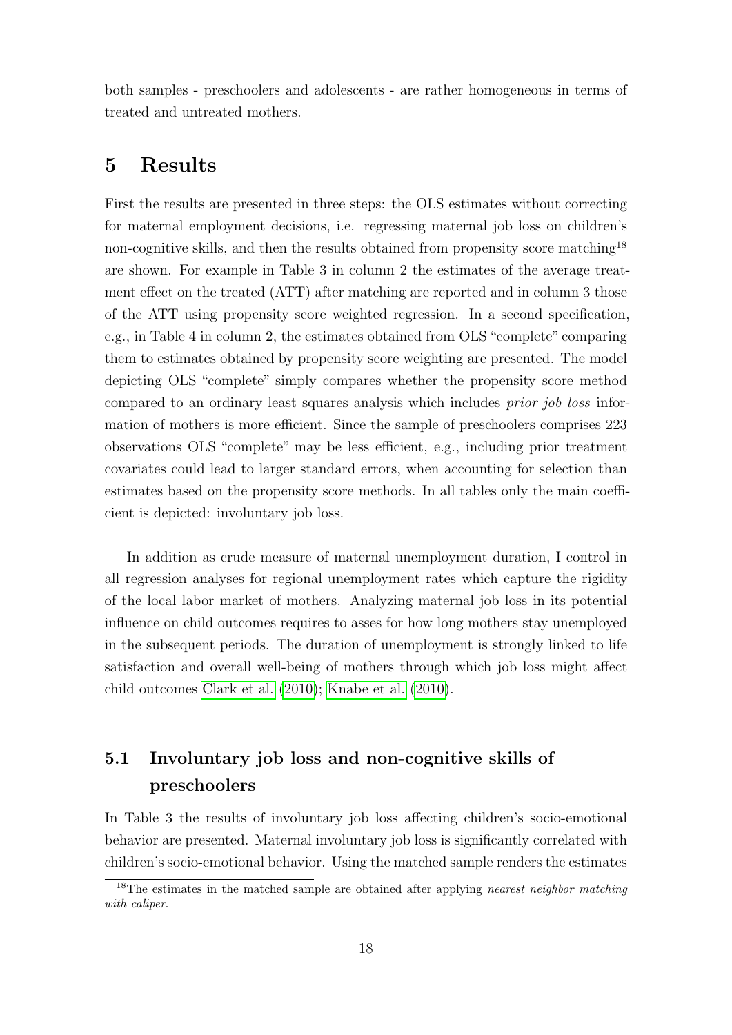both samples - preschoolers and adolescents - are rather homogeneous in terms of treated and untreated mothers.

# 5 Results

First the results are presented in three steps: the OLS estimates without correcting for maternal employment decisions, i.e. regressing maternal job loss on children's non-cognitive skills, and then the results obtained from propensity score matching[18] are shown. For example in Table 3 in column 2 the estimates of the average treatment effect on the treated (ATT) after matching are reported and in column 3 those of the ATT using propensity score weighted regression. In a second specification, e.g., in Table 4 in column 2, the estimates obtained from OLS "complete" comparing them to estimates obtained by propensity score weighting are presented. The model depicting OLS "complete" simply compares whether the propensity score method compared to an ordinary least squares analysis which includes *prior job loss* information of mothers is more efficient. Since the sample of preschoolers comprises 223 observations OLS "complete" may be less efficient, e.g., including prior treatment covariates could lead to larger standard errors, when accounting for selection than estimates based on the propensity score methods. In all tables only the main coefficient is depicted: involuntary job loss.

In addition as crude measure of maternal unemployment duration, I control in all regression analyses for regional unemployment rates which capture the rigidity of the local labor market of mothers. Analyzing maternal job loss in its potential influence on child outcomes requires to asses for how long mothers stay unemployed in the subsequent periods. The duration of unemployment is strongly linked to life satisfaction and overall well-being of mothers through which job loss might affect child outcomes Clark et al. (2010); Knabe et al. (2010).

## 5.1 Involuntary job loss and non-cognitive skills of preschoolers

In Table 3 the results of involuntary job loss affecting children's socio-emotional behavior are presented. Maternal involuntary job loss is significantly correlated with children's socio-emotional behavior. Using the matched sample renders the estimates

[18]The estimates in the matched sample are obtained after applying *nearest neighbor matching with caliper*.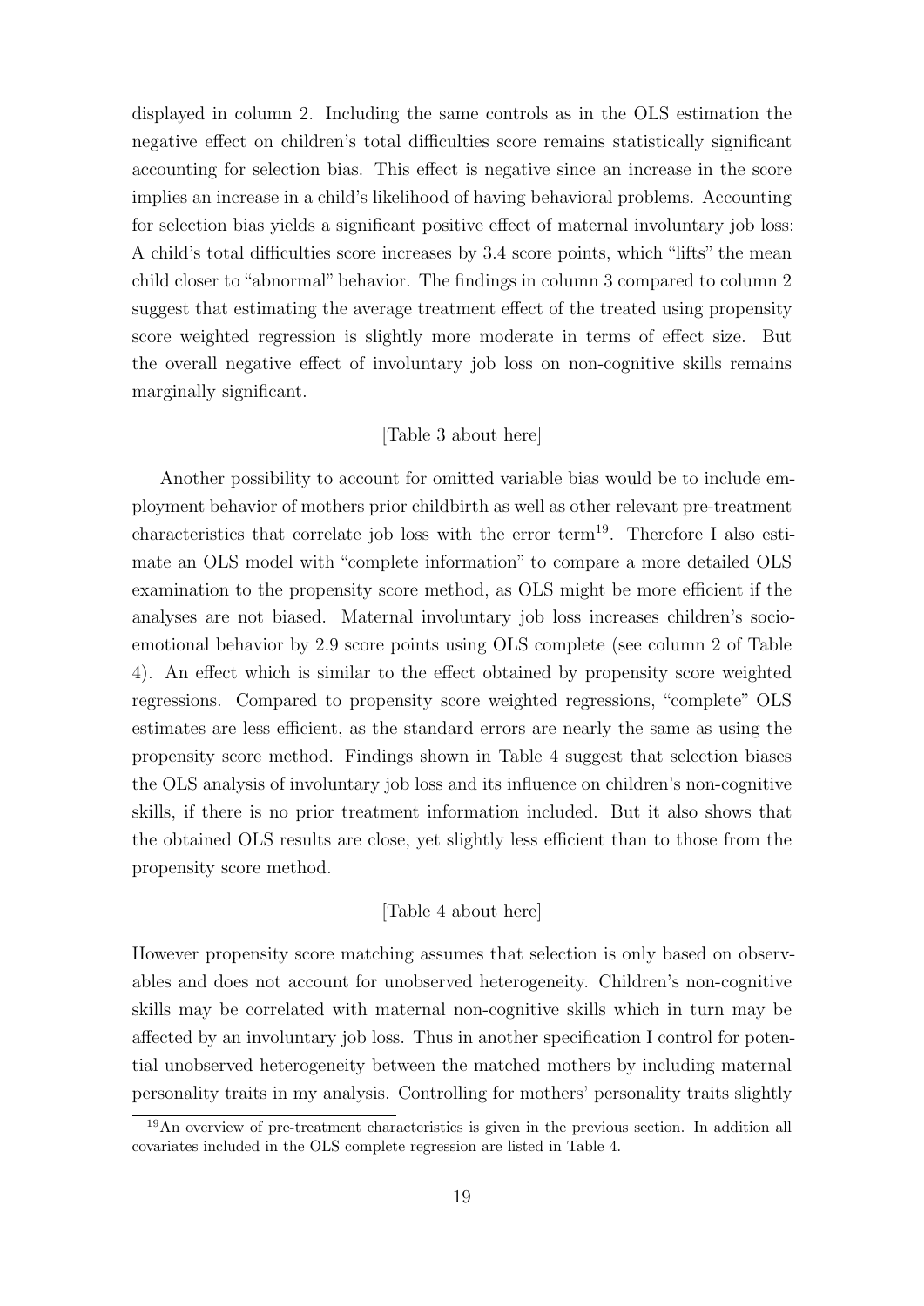displayed in column 2. Including the same controls as in the OLS estimation the negative effect on children's total difficulties score remains statistically significant accounting for selection bias. This effect is negative since an increase in the score implies an increase in a child's likelihood of having behavioral problems. Accounting for selection bias yields a significant positive effect of maternal involuntary job loss: A child's total difficulties score increases by 3.4 score points, which "lifts" the mean child closer to "abnormal" behavior. The findings in column 3 compared to column 2 suggest that estimating the average treatment effect of the treated using propensity score weighted regression is slightly more moderate in terms of effect size. But the overall negative effect of involuntary job loss on non-cognitive skills remains marginally significant.

[Table 3 about here]

Another possibility to account for omitted variable bias would be to include employment behavior of mothers prior childbirth as well as other relevant pre-treatment characteristics that correlate job loss with the error term[19]. Therefore I also estimate an OLS model with "complete information" to compare a more detailed OLS examination to the propensity score method, as OLS might be more efficient if the analyses are not biased. Maternal involuntary job loss increases children's socio-emotional behavior by 2.9 score points using OLS complete (see column 2 of Table 4). An effect which is similar to the effect obtained by propensity score weighted regressions. Compared to propensity score weighted regressions, "complete" OLS estimates are less efficient, as the standard errors are nearly the same as using the propensity score method. Findings shown in Table 4 suggest that selection biases the OLS analysis of involuntary job loss and its influence on children's non-cognitive skills, if there is no prior treatment information included. But it also shows that the obtained OLS results are close, yet slightly less efficient than to those from the propensity score method.

[Table 4 about here]

However propensity score matching assumes that selection is only based on observables and does not account for unobserved heterogeneity. Children's non-cognitive skills may be correlated with maternal non-cognitive skills which in turn may be affected by an involuntary job loss. Thus in another specification I control for potential unobserved heterogeneity between the matched mothers by including maternal personality traits in my analysis. Controlling for mothers' personality traits slightly

[19] An overview of pre-treatment characteristics is given in the previous section. In addition all covariates included in the OLS complete regression are listed in Table 4.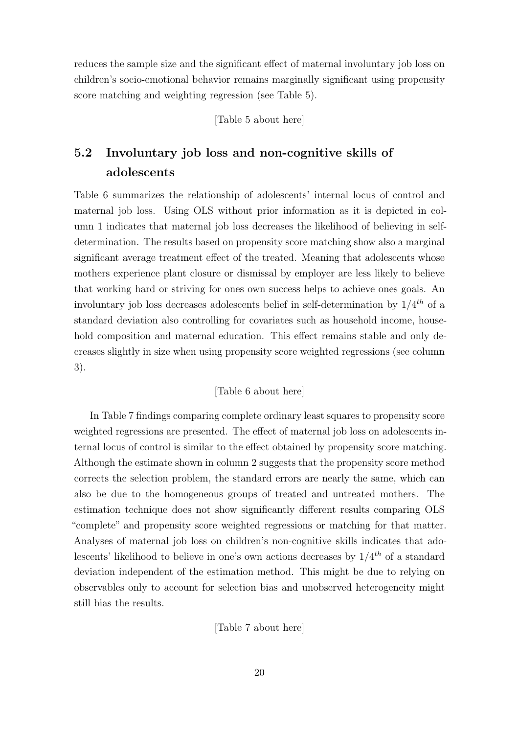reduces the sample size and the significant effect of maternal involuntary job loss on children's socio-emotional behavior remains marginally significant using propensity score matching and weighting regression (see Table 5).

[Table 5 about here]

## 5.2 Involuntary job loss and non-cognitive skills of adolescents

Table 6 summarizes the relationship of adolescents' internal locus of control and maternal job loss. Using OLS without prior information as it is depicted in column 1 indicates that maternal job loss decreases the likelihood of believing in self-determination. The results based on propensity score matching show also a marginal significant average treatment effect of the treated. Meaning that adolescents whose mothers experience plant closure or dismissal by employer are less likely to believe that working hard or striving for ones own success helps to achieve ones goals. An involuntary job loss decreases adolescents belief in self-determination by $1/4^{th}$ of a standard deviation also controlling for covariates such as household income, household composition and maternal education. This effect remains stable and only decreases slightly in size when using propensity score weighted regressions (see column 3).

[Table 6 about here]

In Table 7 findings comparing complete ordinary least squares to propensity score weighted regressions are presented. The effect of maternal job loss on adolescents internal locus of control is similar to the effect obtained by propensity score matching. Although the estimate shown in column 2 suggests that the propensity score method corrects the selection problem, the standard errors are nearly the same, which can also be due to the homogeneous groups of treated and untreated mothers. The estimation technique does not show significantly different results comparing OLS "complete" and propensity score weighted regressions or matching for that matter. Analyses of maternal job loss on children's non-cognitive skills indicates that adolescents' likelihood to believe in one's own actions decreases by $1/4^{th}$ of a standard deviation independent of the estimation method. This might be due to relying on observables only to account for selection bias and unobserved heterogeneity might still bias the results.

[Table 7 about here]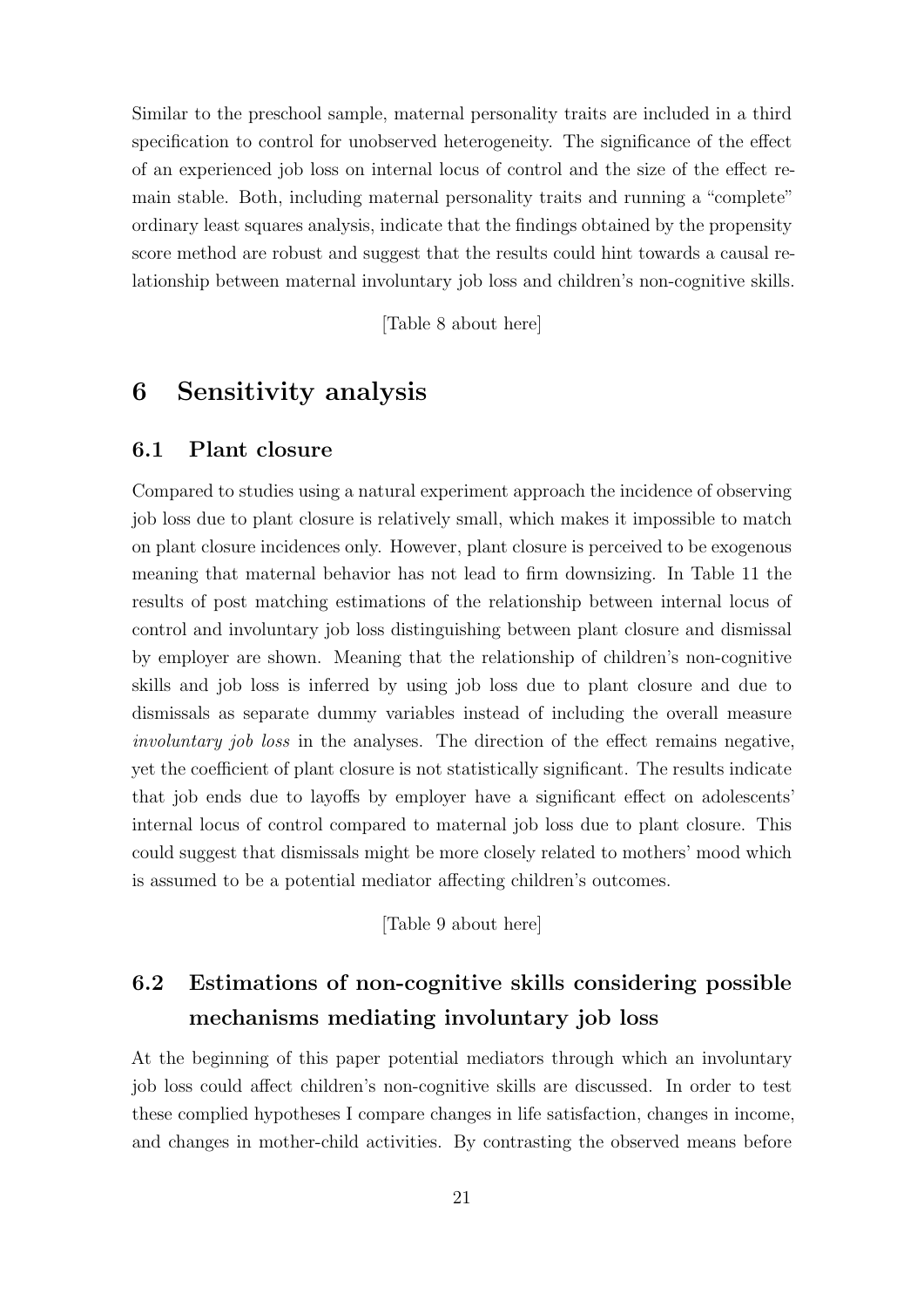Similar to the preschool sample, maternal personality traits are included in a third specification to control for unobserved heterogeneity. The significance of the effect of an experienced job loss on internal locus of control and the size of the effect remain stable. Both, including maternal personality traits and running a "complete" ordinary least squares analysis, indicate that the findings obtained by the propensity score method are robust and suggest that the results could hint towards a causal relationship between maternal involuntary job loss and children's non-cognitive skills.

[Table 8 about here]

# 6 Sensitivity analysis

## 6.1 Plant closure

Compared to studies using a natural experiment approach the incidence of observing job loss due to plant closure is relatively small, which makes it impossible to match on plant closure incidences only. However, plant closure is perceived to be exogenous meaning that maternal behavior has not lead to firm downsizing. In Table 11 the results of post matching estimations of the relationship between internal locus of control and involuntary job loss distinguishing between plant closure and dismissal by employer are shown. Meaning that the relationship of children's non-cognitive skills and job loss is inferred by using job loss due to plant closure and due to dismissals as separate dummy variables instead of including the overall measure *involuntary job loss* in the analyses. The direction of the effect remains negative, yet the coefficient of plant closure is not statistically significant. The results indicate that job ends due to layoffs by employer have a significant effect on adolescents' internal locus of control compared to maternal job loss due to plant closure. This could suggest that dismissals might be more closely related to mothers' mood which is assumed to be a potential mediator affecting children's outcomes.

[Table 9 about here]

## 6.2 Estimations of non-cognitive skills considering possible mechanisms mediating involuntary job loss

At the beginning of this paper potential mediators through which an involuntary job loss could affect children's non-cognitive skills are discussed. In order to test these complied hypotheses I compare changes in life satisfaction, changes in income, and changes in mother-child activities. By contrasting the observed means before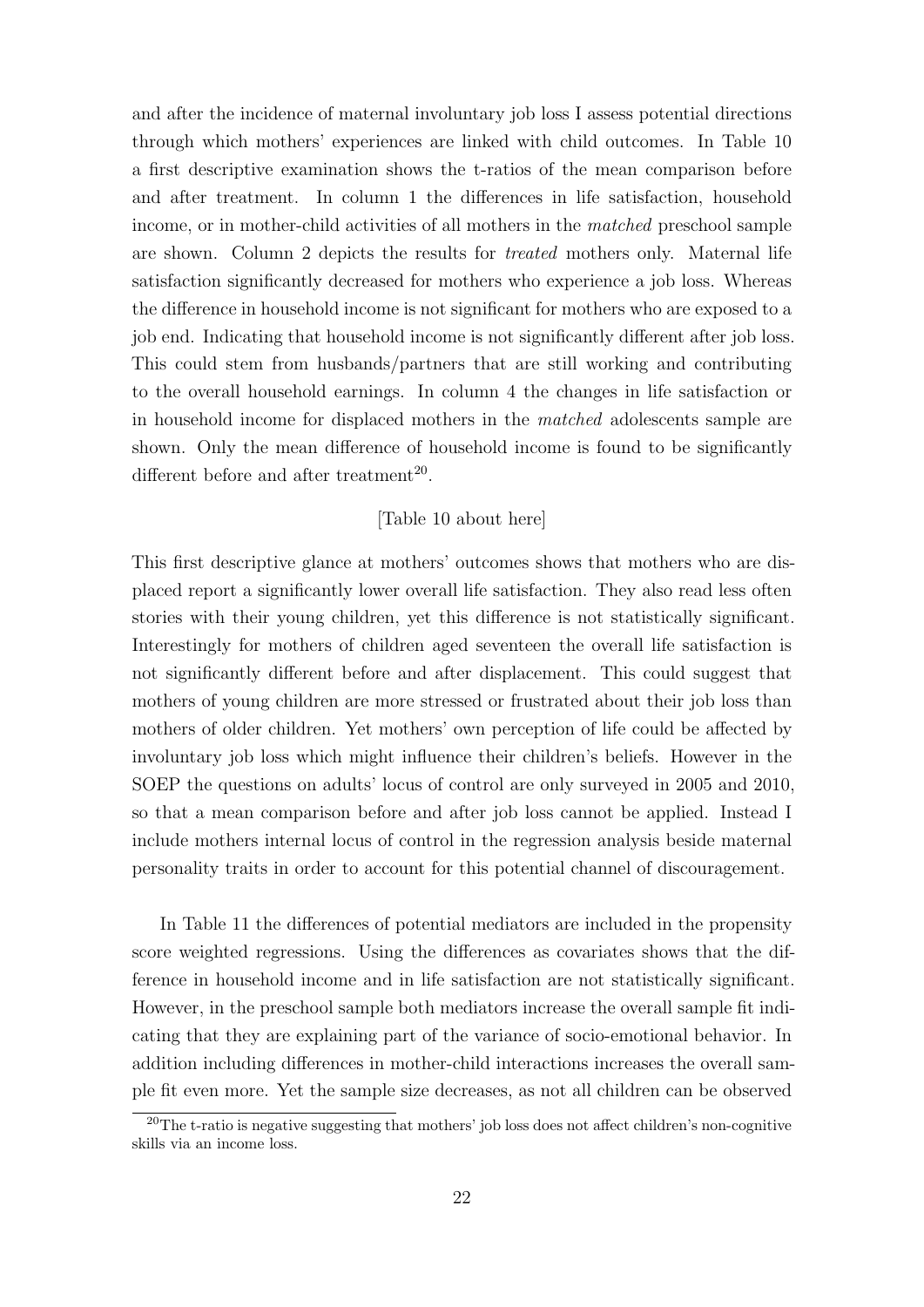and after the incidence of maternal involuntary job loss I assess potential directions through which mothers' experiences are linked with child outcomes. In Table 10 a first descriptive examination shows the t-ratios of the mean comparison before and after treatment. In column 1 the differences in life satisfaction, household income, or in mother-child activities of all mothers in the *matched* preschool sample are shown. Column 2 depicts the results for *treated* mothers only. Maternal life satisfaction significantly decreased for mothers who experience a job loss. Whereas the difference in household income is not significant for mothers who are exposed to a job end. Indicating that household income is not significantly different after job loss. This could stem from husbands/partners that are still working and contributing to the overall household earnings. In column 4 the changes in life satisfaction or in household income for displaced mothers in the *matched* adolescents sample are shown. Only the mean difference of household income is found to be significantly different before and after treatment[20].

[Table 10 about here]

This first descriptive glance at mothers' outcomes shows that mothers who are displaced report a significantly lower overall life satisfaction. They also read less often stories with their young children, yet this difference is not statistically significant. Interestingly for mothers of children aged seventeen the overall life satisfaction is not significantly different before and after displacement. This could suggest that mothers of young children are more stressed or frustrated about their job loss than mothers of older children. Yet mothers' own perception of life could be affected by involuntary job loss which might influence their children's beliefs. However in the SOEP the questions on adults' locus of control are only surveyed in 2005 and 2010, so that a mean comparison before and after job loss cannot be applied. Instead I include mothers internal locus of control in the regression analysis beside maternal personality traits in order to account for this potential channel of discouragement.

In Table 11 the differences of potential mediators are included in the propensity score weighted regressions. Using the differences as covariates shows that the difference in household income and in life satisfaction are not statistically significant. However, in the preschool sample both mediators increase the overall sample fit indicating that they are explaining part of the variance of socio-emotional behavior. In addition including differences in mother-child interactions increases the overall sample fit even more. Yet the sample size decreases, as not all children can be observed

[20] The t-ratio is negative suggesting that mothers' job loss does not affect children's non-cognitive skills via an income loss.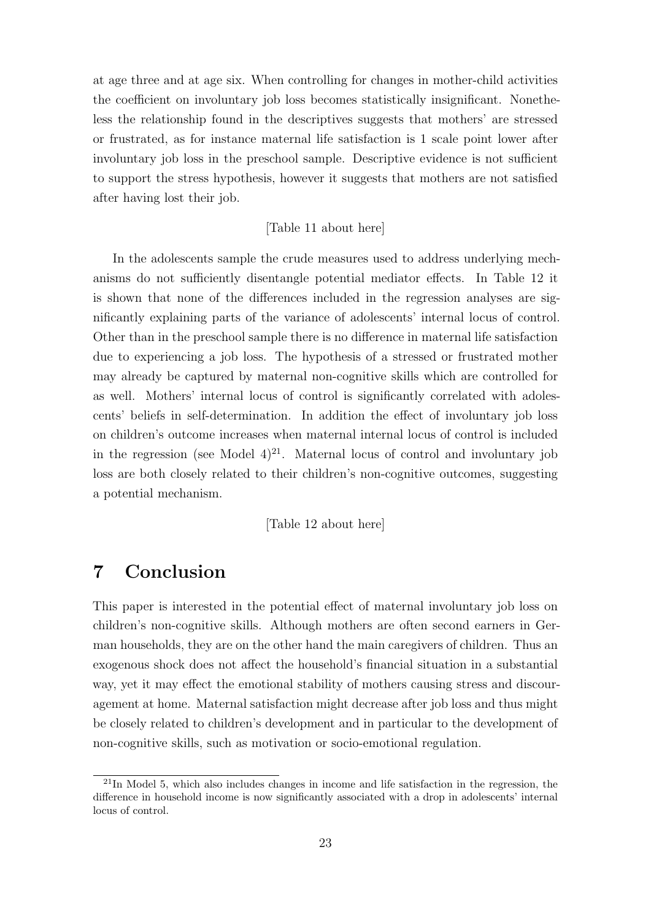at age three and at age six. When controlling for changes in mother-child activities the coefficient on involuntary job loss becomes statistically insignificant. Nonetheless the relationship found in the descriptives suggests that mothers' are stressed or frustrated, as for instance maternal life satisfaction is 1 scale point lower after involuntary job loss in the preschool sample. Descriptive evidence is not sufficient to support the stress hypothesis, however it suggests that mothers are not satisfied after having lost their job.

[Table 11 about here]

In the adolescents sample the crude measures used to address underlying mechanisms do not sufficiently disentangle potential mediator effects. In Table 12 it is shown that none of the differences included in the regression analyses are significantly explaining parts of the variance of adolescents' internal locus of control. Other than in the preschool sample there is no difference in maternal life satisfaction due to experiencing a job loss. The hypothesis of a stressed or frustrated mother may already be captured by maternal non-cognitive skills which are controlled for as well. Mothers' internal locus of control is significantly correlated with adolescents' beliefs in self-determination. In addition the effect of involuntary job loss on children's outcome increases when maternal internal locus of control is included in the regression (see Model 4)[21]. Maternal locus of control and involuntary job loss are both closely related to their children's non-cognitive outcomes, suggesting a potential mechanism.

[Table 12 about here]

# 7 Conclusion

This paper is interested in the potential effect of maternal involuntary job loss on children's non-cognitive skills. Although mothers are often second earners in German households, they are on the other hand the main caregivers of children. Thus an exogenous shock does not affect the household's financial situation in a substantial way, yet it may effect the emotional stability of mothers causing stress and discouragement at home. Maternal satisfaction might decrease after job loss and thus might be closely related to children's development and in particular to the development of non-cognitive skills, such as motivation or socio-emotional regulation.

[21] In Model 5, which also includes changes in income and life satisfaction in the regression, the difference in household income is now significantly associated with a drop in adolescents' internal locus of control.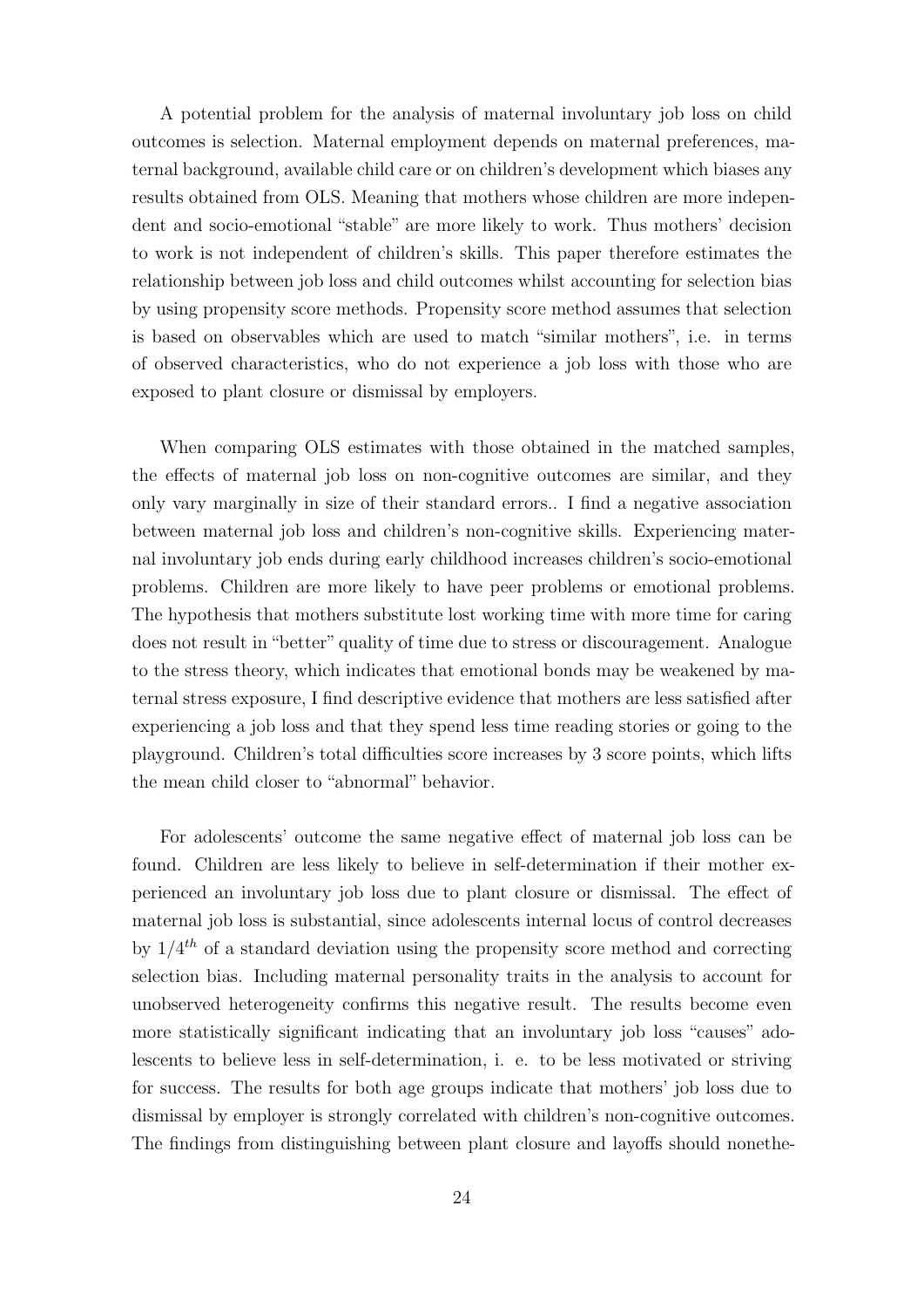A potential problem for the analysis of maternal involuntary job loss on child outcomes is selection. Maternal employment depends on maternal preferences, maternal background, available child care or on children's development which biases any results obtained from OLS. Meaning that mothers whose children are more independent and socio-emotional "stable" are more likely to work. Thus mothers' decision to work is not independent of children's skills. This paper therefore estimates the relationship between job loss and child outcomes whilst accounting for selection bias by using propensity score methods. Propensity score method assumes that selection is based on observables which are used to match "similar mothers", i.e. in terms of observed characteristics, who do not experience a job loss with those who are exposed to plant closure or dismissal by employers.

When comparing OLS estimates with those obtained in the matched samples, the effects of maternal job loss on non-cognitive outcomes are similar, and they only vary marginally in size of their standard errors.. I find a negative association between maternal job loss and children's non-cognitive skills. Experiencing maternal involuntary job ends during early childhood increases children's socio-emotional problems. Children are more likely to have peer problems or emotional problems. The hypothesis that mothers substitute lost working time with more time for caring does not result in "better" quality of time due to stress or discouragement. Analogue to the stress theory, which indicates that emotional bonds may be weakened by maternal stress exposure, I find descriptive evidence that mothers are less satisfied after experiencing a job loss and that they spend less time reading stories or going to the playground. Children's total difficulties score increases by 3 score points, which lifts the mean child closer to "abnormal" behavior.

For adolescents' outcome the same negative effect of maternal job loss can be found. Children are less likely to believe in self-determination if their mother experienced an involuntary job loss due to plant closure or dismissal. The effect of maternal job loss is substantial, since adolescents internal locus of control decreases by $1/4^{th}$ of a standard deviation using the propensity score method and correcting selection bias. Including maternal personality traits in the analysis to account for unobserved heterogeneity confirms this negative result. The results become even more statistically significant indicating that an involuntary job loss "causes" adolescents to believe less in self-determination, i. e. to be less motivated or striving for success. The results for both age groups indicate that mothers' job loss due to dismissal by employer is strongly correlated with children's non-cognitive outcomes. The findings from distinguishing between plant closure and layoffs should nonethe-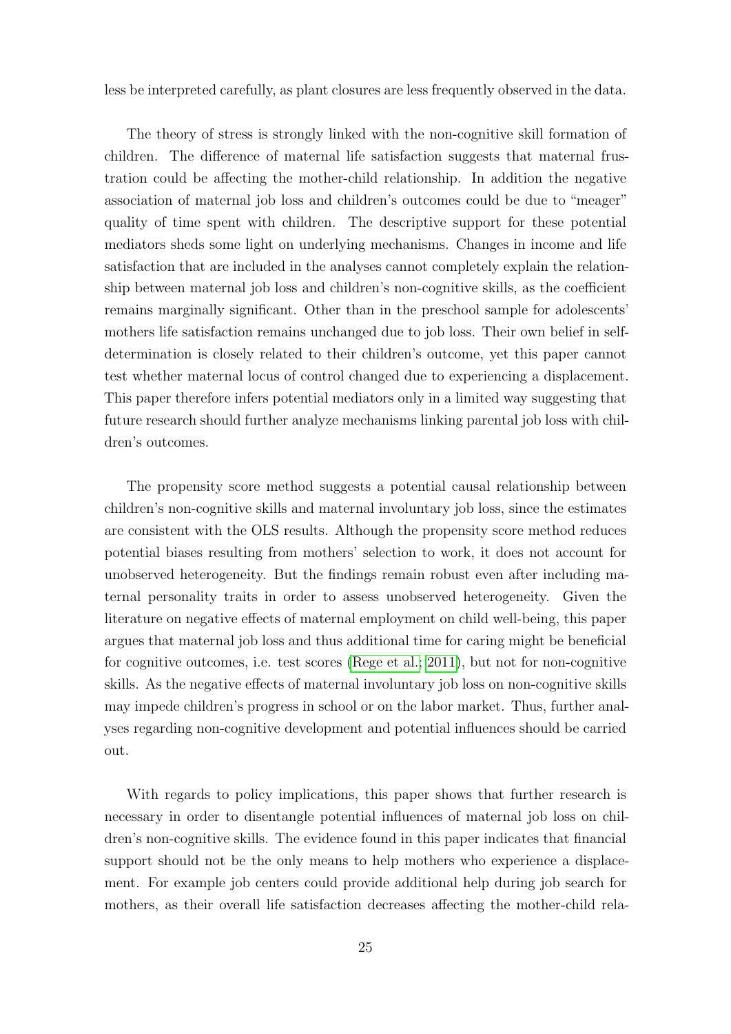less be interpreted carefully, as plant closures are less frequently observed in the data.

The theory of stress is strongly linked with the non-cognitive skill formation of children. The difference of maternal life satisfaction suggests that maternal frustration could be affecting the mother-child relationship. In addition the negative association of maternal job loss and children's outcomes could be due to "meager" quality of time spent with children. The descriptive support for these potential mediators sheds some light on underlying mechanisms. Changes in income and life satisfaction that are included in the analyses cannot completely explain the relationship between maternal job loss and children's non-cognitive skills, as the coefficient remains marginally significant. Other than in the preschool sample for adolescents' mothers life satisfaction remains unchanged due to job loss. Their own belief in self-determination is closely related to their children's outcome, yet this paper cannot test whether maternal locus of control changed due to experiencing a displacement. This paper therefore infers potential mediators only in a limited way suggesting that future research should further analyze mechanisms linking parental job loss with children's outcomes.

The propensity score method suggests a potential causal relationship between children's non-cognitive skills and maternal involuntary job loss, since the estimates are consistent with the OLS results. Although the propensity score method reduces potential biases resulting from mothers' selection to work, it does not account for unobserved heterogeneity. But the findings remain robust even after including maternal personality traits in order to assess unobserved heterogeneity. Given the literature on negative effects of maternal employment on child well-being, this paper argues that maternal job loss and thus additional time for caring might be beneficial for cognitive outcomes, i.e. test scores (Rege et al., 2011), but not for non-cognitive skills. As the negative effects of maternal involuntary job loss on non-cognitive skills may impede children's progress in school or on the labor market. Thus, further analyses regarding non-cognitive development and potential influences should be carried out.

With regards to policy implications, this paper shows that further research is necessary in order to disentangle potential influences of maternal job loss on children's non-cognitive skills. The evidence found in this paper indicates that financial support should not be the only means to help mothers who experience a displacement. For example job centers could provide additional help during job search for mothers, as their overall life satisfaction decreases affecting the mother-child rela-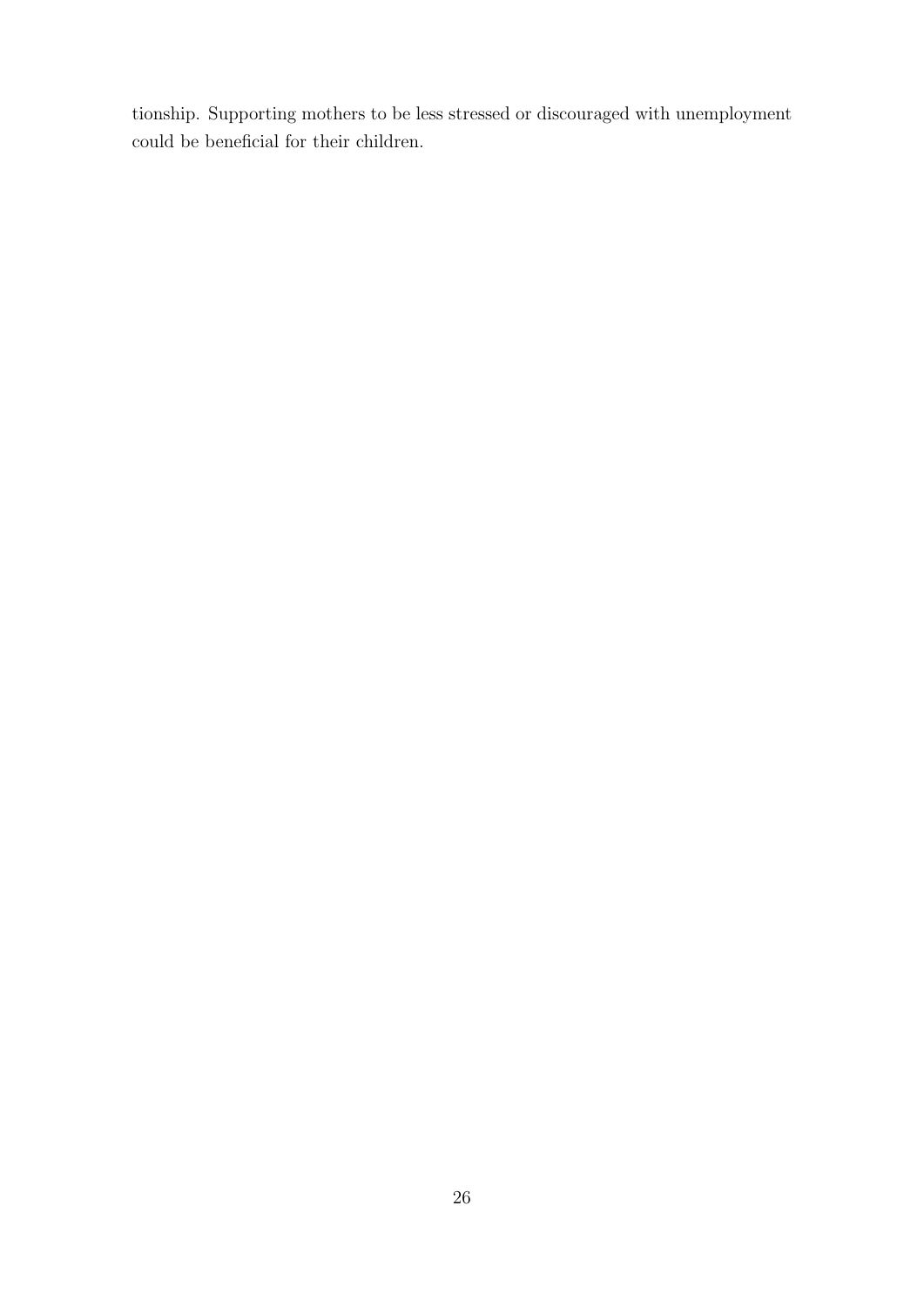tionship. Supporting mothers to be less stressed or discouraged with unemployment could be beneficial for their children.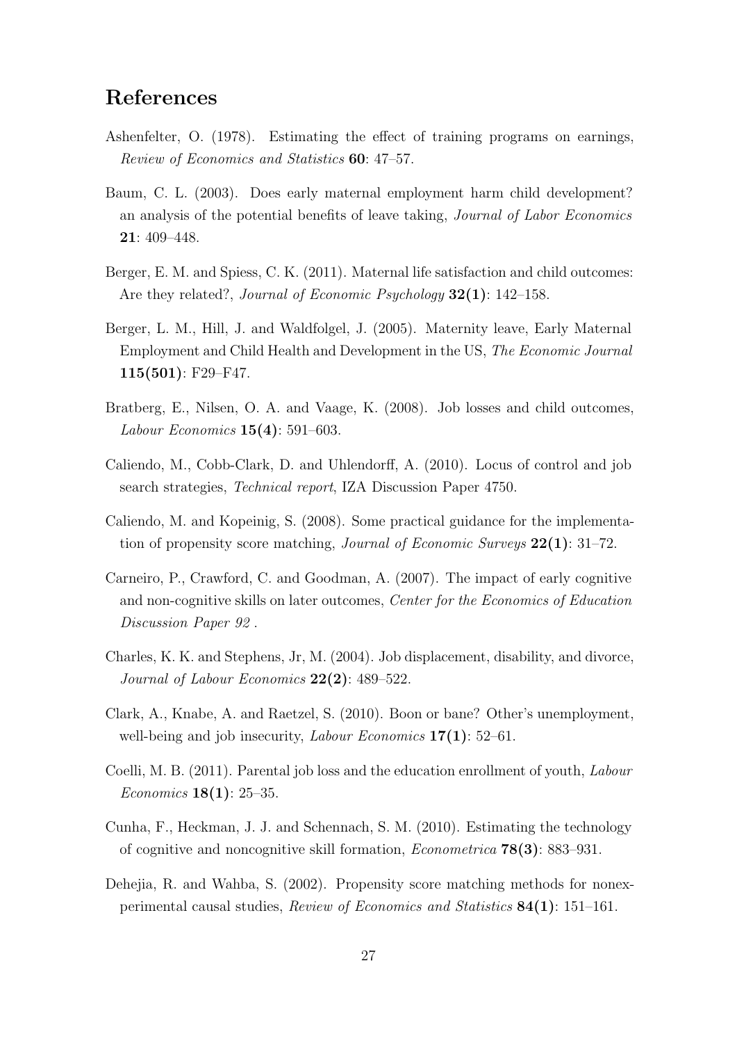## References

Ashenfelter, O. (1978). Estimating the effect of training programs on earnings, *Review of Economics and Statistics* **60**: 47–57.

Baum, C. L. (2003). Does early maternal employment harm child development? an analysis of the potential benefits of leave taking, *Journal of Labor Economics* **21**: 409–448.

Berger, E. M. and Spiess, C. K. (2011). Maternal life satisfaction and child outcomes: Are they related?, *Journal of Economic Psychology* **32(1)**: 142–158.

Berger, L. M., Hill, J. and Waldfolgel, J. (2005). Maternity leave, Early Maternal Employment and Child Health and Development in the US, *The Economic Journal* **115(501)**: F29–F47.

Bratberg, E., Nilsen, O. A. and Vaage, K. (2008). Job losses and child outcomes, *Labour Economics* **15(4)**: 591–603.

Caliendo, M., Cobb-Clark, D. and Uhlendorff, A. (2010). Locus of control and job search strategies, *Technical report*, IZA Discussion Paper 4750.

Caliendo, M. and Kopeinig, S. (2008). Some practical guidance for the implementation of propensity score matching, *Journal of Economic Surveys* **22(1)**: 31–72.

Carneiro, P., Crawford, C. and Goodman, A. (2007). The impact of early cognitive and non-cognitive skills on later outcomes, *Center for the Economics of Education Discussion Paper 92* .

Charles, K. K. and Stephens, Jr, M. (2004). Job displacement, disability, and divorce, *Journal of Labour Economics* **22(2)**: 489–522.

Clark, A., Knabe, A. and Raetzel, S. (2010). Boon or bane? Other's unemployment, well-being and job insecurity, *Labour Economics* **17(1)**: 52–61.

Coelli, M. B. (2011). Parental job loss and the education enrollment of youth, *Labour Economics* **18(1)**: 25–35.

Cunha, F., Heckman, J. J. and Schennach, S. M. (2010). Estimating the technology of cognitive and noncognitive skill formation, *Econometrica* **78(3)**: 883–931.

Dehejia, R. and Wahba, S. (2002). Propensity score matching methods for nonexperimental causal studies, *Review of Economics and Statistics* **84(1)**: 151–161.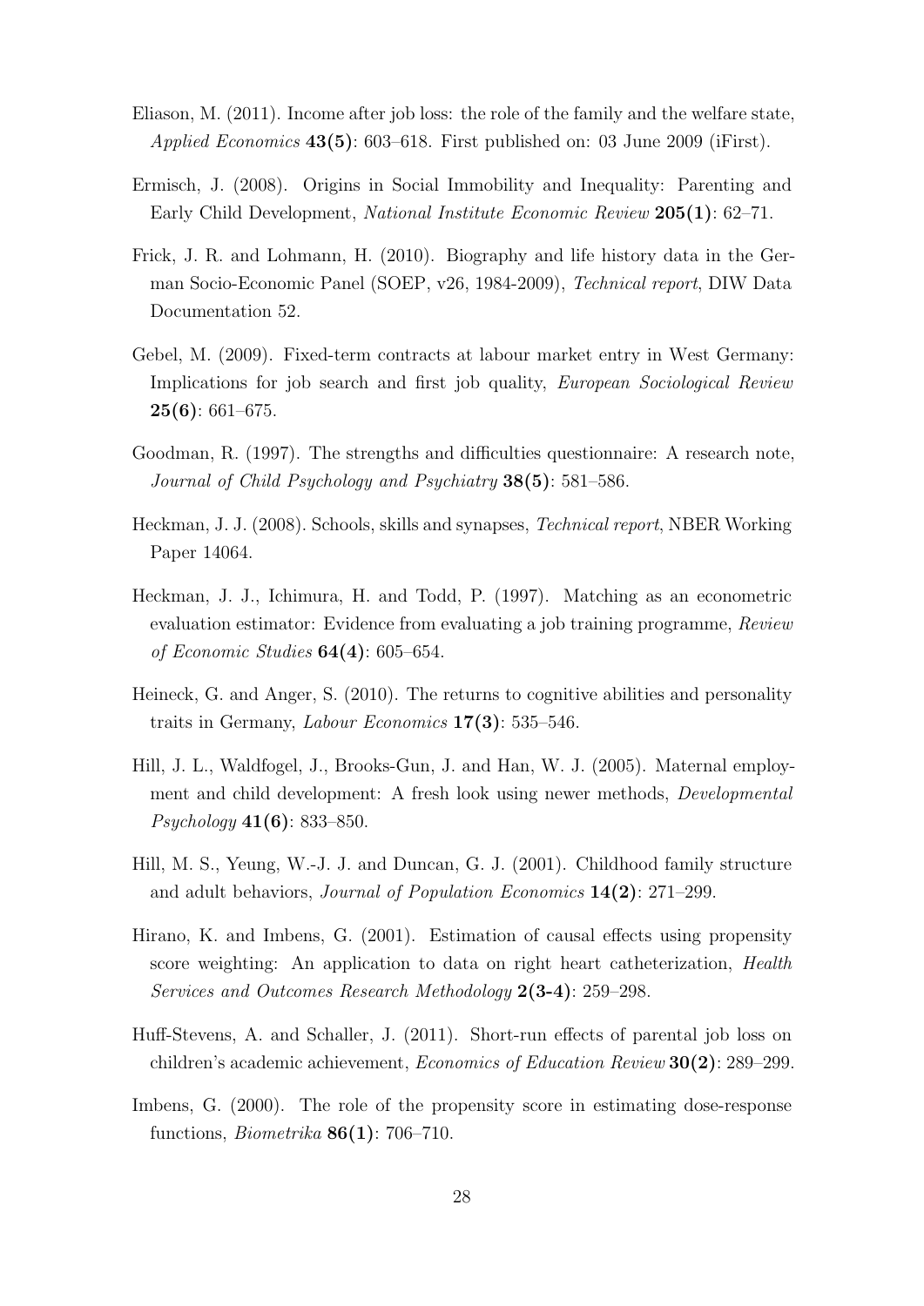Eliason, M. (2011). Income after job loss: the role of the family and the welfare state, *Applied Economics* **43(5)**: 603–618. First published on: 03 June 2009 (iFirst).

Ermisch, J. (2008). Origins in Social Immobility and Inequality: Parenting and Early Child Development, *National Institute Economic Review* **205(1)**: 62–71.

Frick, J. R. and Lohmann, H. (2010). Biography and life history data in the German Socio-Economic Panel (SOEP, v26, 1984-2009), *Technical report*, DIW Data Documentation 52.

Gebel, M. (2009). Fixed-term contracts at labour market entry in West Germany: Implications for job search and first job quality, *European Sociological Review* **25(6)**: 661–675.

Goodman, R. (1997). The strengths and difficulties questionnaire: A research note, *Journal of Child Psychology and Psychiatry* **38(5)**: 581–586.

Heckman, J. J. (2008). Schools, skills and synapses, *Technical report*, NBER Working Paper 14064.

Heckman, J. J., Ichimura, H. and Todd, P. (1997). Matching as an econometric evaluation estimator: Evidence from evaluating a job training programme, *Review of Economic Studies* **64(4)**: 605–654.

Heineck, G. and Anger, S. (2010). The returns to cognitive abilities and personality traits in Germany, *Labour Economics* **17(3)**: 535–546.

Hill, J. L., Waldfogel, J., Brooks-Gun, J. and Han, W. J. (2005). Maternal employment and child development: A fresh look using newer methods, *Developmental Psychology* **41(6)**: 833–850.

Hill, M. S., Yeung, W.-J. J. and Duncan, G. J. (2001). Childhood family structure and adult behaviors, *Journal of Population Economics* **14(2)**: 271–299.

Hirano, K. and Imbens, G. (2001). Estimation of causal effects using propensity score weighting: An application to data on right heart catheterization, *Health Services and Outcomes Research Methodology* **2(3-4)**: 259–298.

Huff-Stevens, A. and Schaller, J. (2011). Short-run effects of parental job loss on children's academic achievement, *Economics of Education Review* **30(2)**: 289–299.

Imbens, G. (2000). The role of the propensity score in estimating dose-response functions, *Biometrika* **86(1)**: 706–710.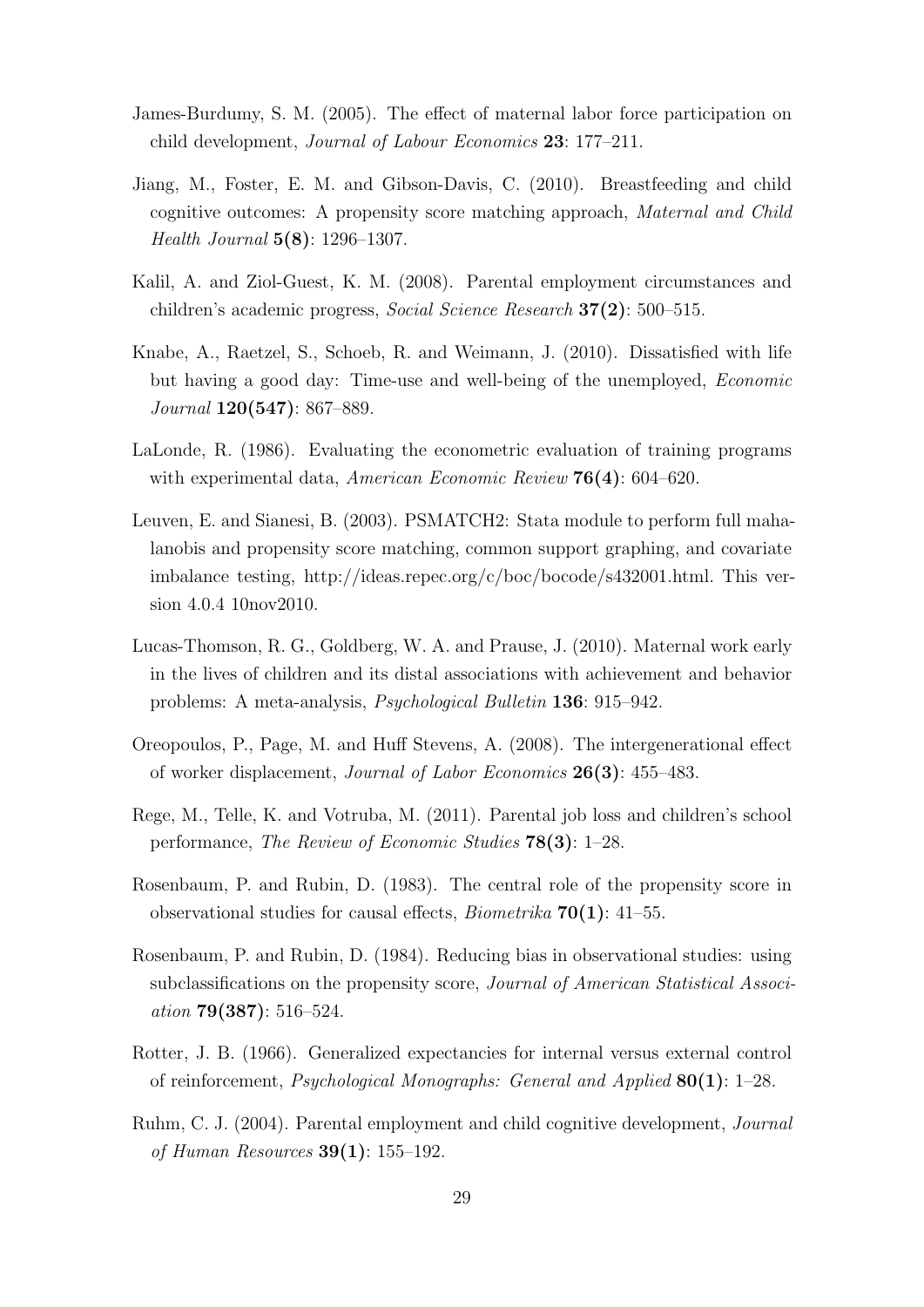James-Burdumy, S. M. (2005). The effect of maternal labor force participation on child development, *Journal of Labour Economics* **23**: 177–211.

Jiang, M., Foster, E. M. and Gibson-Davis, C. (2010). Breastfeeding and child cognitive outcomes: A propensity score matching approach, *Maternal and Child Health Journal* **5(8)**: 1296–1307.

Kalil, A. and Ziol-Guest, K. M. (2008). Parental employment circumstances and children's academic progress, *Social Science Research* **37(2)**: 500–515.

Knabe, A., Raetzel, S., Schoeb, R. and Weimann, J. (2010). Dissatisfied with life but having a good day: Time-use and well-being of the unemployed, *Economic Journal* **120(547)**: 867–889.

LaLonde, R. (1986). Evaluating the econometric evaluation of training programs with experimental data, *American Economic Review* **76(4)**: 604–620.

Leuven, E. and Sianesi, B. (2003). PSMATCH2: Stata module to perform full mahalanobis and propensity score matching, common support graphing, and covariate imbalance testing, http://ideas.repec.org/c/boc/bocode/s432001.html. This version 4.0.4 10nov2010.

Lucas-Thomson, R. G., Goldberg, W. A. and Prause, J. (2010). Maternal work early in the lives of children and its distal associations with achievement and behavior problems: A meta-analysis, *Psychological Bulletin* **136**: 915–942.

Oreopoulos, P., Page, M. and Huff Stevens, A. (2008). The intergenerational effect of worker displacement, *Journal of Labor Economics* **26(3)**: 455–483.

Rege, M., Telle, K. and Votruba, M. (2011). Parental job loss and children's school performance, *The Review of Economic Studies* **78(3)**: 1–28.

Rosenbaum, P. and Rubin, D. (1983). The central role of the propensity score in observational studies for causal effects, *Biometrika* **70(1)**: 41–55.

Rosenbaum, P. and Rubin, D. (1984). Reducing bias in observational studies: using subclassifications on the propensity score, *Journal of American Statistical Association* **79(387)**: 516–524.

Rotter, J. B. (1966). Generalized expectancies for internal versus external control of reinforcement, *Psychological Monographs: General and Applied* **80(1)**: 1–28.

Ruhm, C. J. (2004). Parental employment and child cognitive development, *Journal of Human Resources* **39(1)**: 155–192.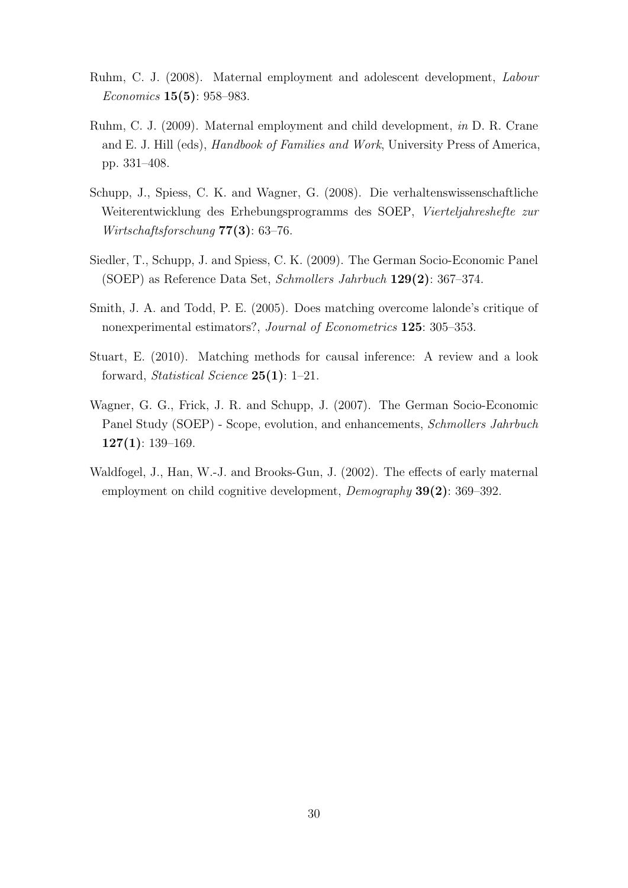Ruhm, C. J. (2008). Maternal employment and adolescent development, *Labour Economics* **15(5)**: 958–983.

Ruhm, C. J. (2009). Maternal employment and child development, *in* D. R. Crane and E. J. Hill (eds), *Handbook of Families and Work*, University Press of America, pp. 331–408.

Schupp, J., Spiess, C. K. and Wagner, G. (2008). Die verhaltenswissenschaftliche Weiterentwicklung des Erhebungsprogramms des SOEP, *Vierteljahreshefte zur Wirtschaftsforschung* **77(3)**: 63–76.

Siedler, T., Schupp, J. and Spiess, C. K. (2009). The German Socio-Economic Panel (SOEP) as Reference Data Set, *Schmollers Jahrbuch* **129(2)**: 367–374.

Smith, J. A. and Todd, P. E. (2005). Does matching overcome lalonde's critique of nonexperimental estimators?, *Journal of Econometrics* **125**: 305–353.

Stuart, E. (2010). Matching methods for causal inference: A review and a look forward, *Statistical Science* **25(1)**: 1–21.

Wagner, G. G., Frick, J. R. and Schupp, J. (2007). The German Socio-Economic Panel Study (SOEP) - Scope, evolution, and enhancements, *Schmollers Jahrbuch* **127(1)**: 139–169.

Waldfogel, J., Han, W.-J. and Brooks-Gun, J. (2002). The effects of early maternal employment on child cognitive development, *Demography* **39(2)**: 369–392.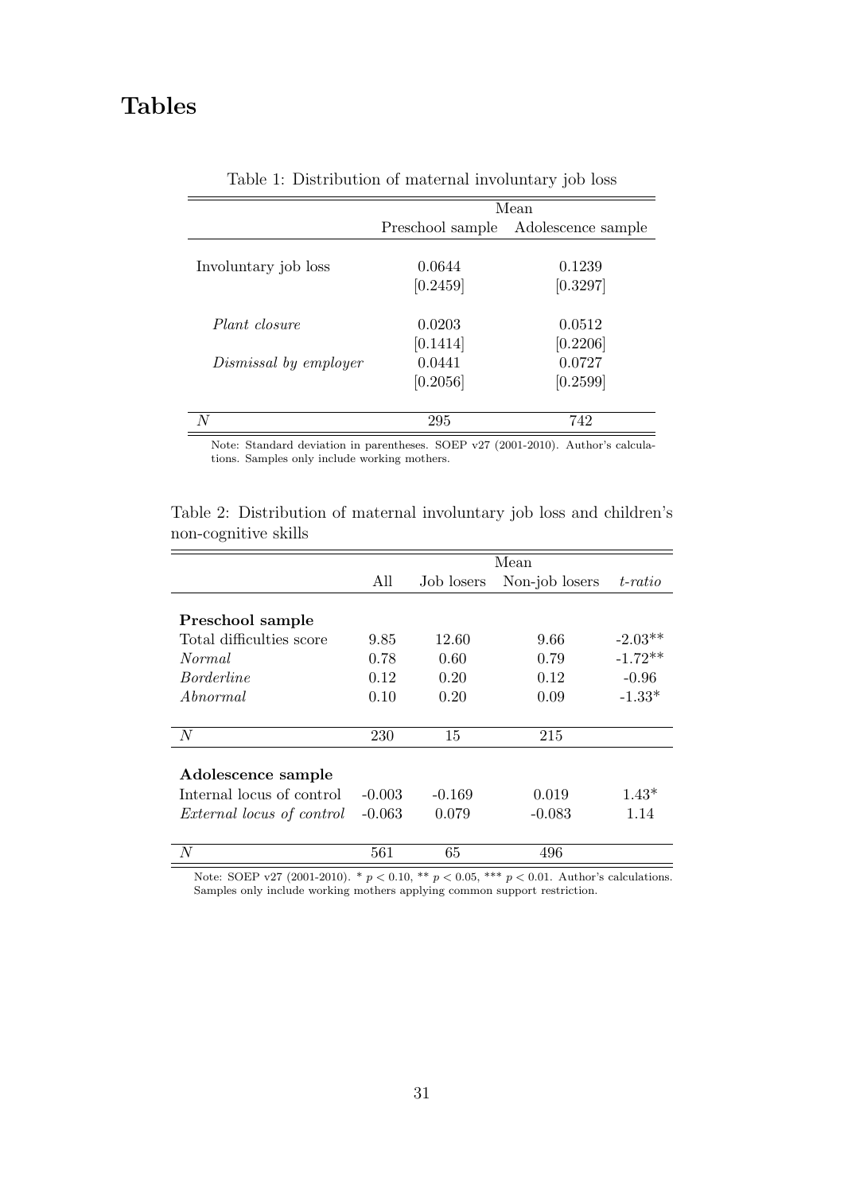# Tables

Table 1: Distribution of maternal involuntary job loss

| | Mean | |
|---|---|---|
| | Preschool sample | Adolescence sample |
| Involuntary job loss | 0.0644 | 0.1239 |
| | [0.2459] | [0.3297] |
| *Plant closure* | 0.0203 | 0.0512 |
| | [0.1414] | [0.2206] |
| *Dismissal by employer* | 0.0441 | 0.0727 |
| | [0.2056] | [0.2599] |
| $N$ | 295 | 742 |

Note: Standard deviation in parentheses. SOEP v27 (2001-2010). Author's calculations. Samples only include working mothers.

Table 2: Distribution of maternal involuntary job loss and children's non-cognitive skills

| | Mean | | | |
|---|---|---|---|---|
| | All | Job losers | Non-job losers | *t-ratio* |
| **Preschool sample** | | | | |
| Total difficulties score | 9.85 | 12.60 | 9.66 | -2.03** |
| *Normal* | 0.78 | 0.60 | 0.79 | -1.72** |
| *Borderline* | 0.12 | 0.20 | 0.12 | -0.96 |
| *Abnormal* | 0.10 | 0.20 | 0.09 | -1.33* |
| $N$ | 230 | 15 | 215 | |
| **Adolescence sample** | | | | |
| Internal locus of control | -0.003 | -0.169 | 0.019 | 1.43* |
| *External locus of control* | -0.063 | 0.079 | -0.083 | 1.14 |
| $N$ | 561 | 65 | 496 | |

Note: SOEP v27 (2001-2010). * $p < 0.10$, ** $p < 0.05$, *** $p < 0.01$. Author's calculations. Samples only include working mothers applying common support restriction.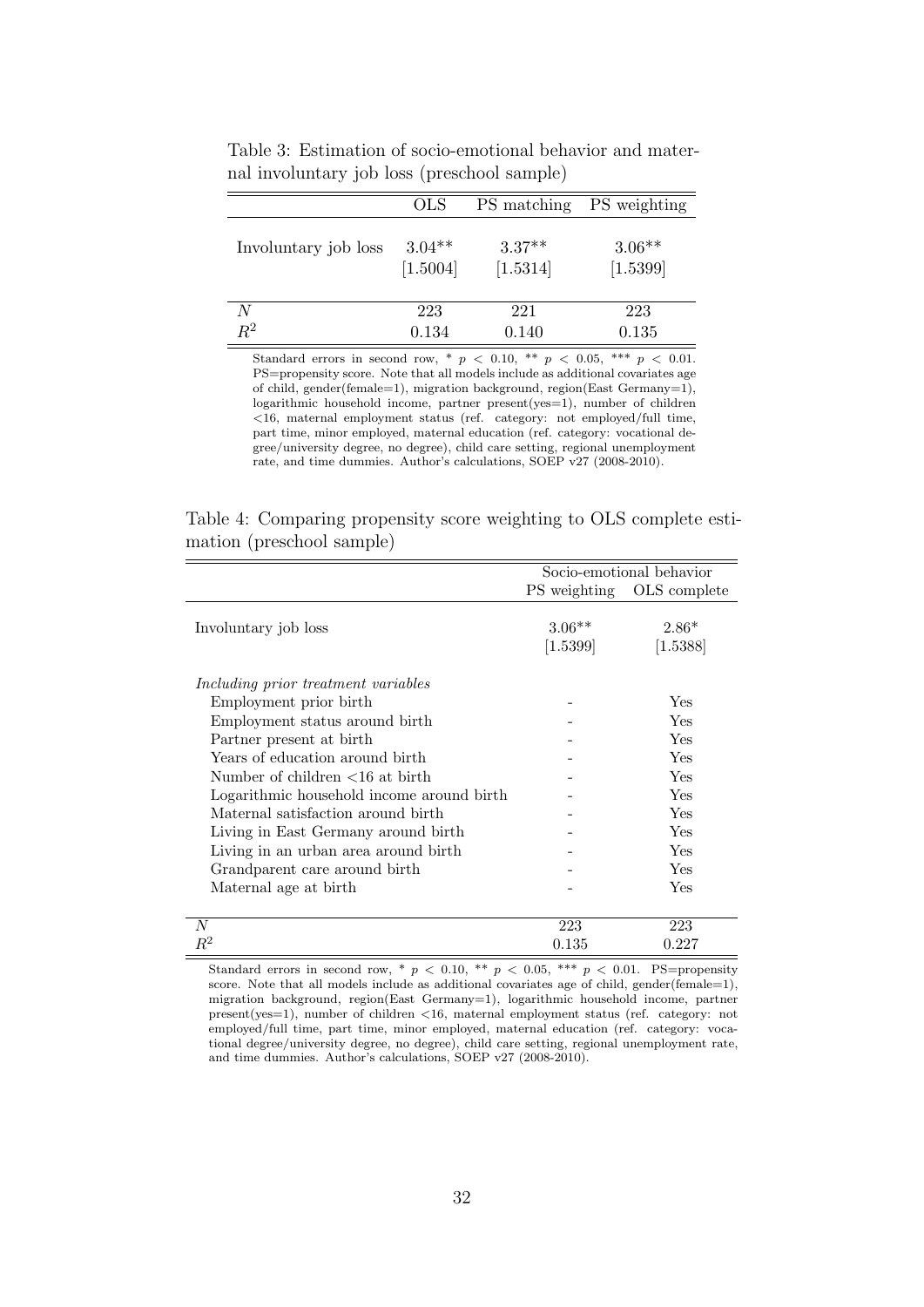Table 3: Estimation of socio-emotional behavior and maternal involuntary job loss (preschool sample)

| | OLS | PS matching | PS weighting |
|---|---|---|---|
| Involuntary job loss | 3.04** | 3.37** | 3.06** |
| | [1.5004] | [1.5314] | [1.5399] |
| $N$ | 223 | 221 | 223 |
| $R^2$ | 0.134 | 0.140 | 0.135 |

Standard errors in second row, * $p < 0.10$, ** $p < 0.05$, *** $p < 0.01$. PS=propensity score. Note that all models include as additional covariates age of child, gender(female=1), migration background, region(East Germany=1), logarithmic household income, partner present(yes=1), number of children <16, maternal employment status (ref. category: not employed/full time, part time, minor employed, maternal education (ref. category: vocational degree/university degree, no degree), child care setting, regional unemployment rate, and time dummies. Author's calculations, SOEP v27 (2008-2010).

Table 4: Comparing propensity score weighting to OLS complete estimation (preschool sample)

| | Socio-emotional behavior | |
|---|---|---|
| | PS weighting | OLS complete |
| Involuntary job loss | 3.06** | 2.86* |
| | [1.5399] | [1.5388] |
| *Including prior treatment variables* | | |
| Employment prior birth | - | Yes |
| Employment status around birth | - | Yes |
| Partner present at birth | - | Yes |
| Years of education around birth | - | Yes |
| Number of children <16 at birth | - | Yes |
| Logarithmic household income around birth | - | Yes |
| Maternal satisfaction around birth | - | Yes |
| Living in East Germany around birth | - | Yes |
| Living in an urban area around birth | - | Yes |
| Grandparent care around birth | - | Yes |
| Maternal age at birth | - | Yes |
| $N$ | 223 | 223 |
| $R^2$ | 0.135 | 0.227 |

Standard errors in second row, * $p < 0.10$, ** $p < 0.05$, *** $p < 0.01$. PS=propensity score. Note that all models include as additional covariates age of child, gender(female=1), migration background, region(East Germany=1), logarithmic household income, partner present(yes=1), number of children <16, maternal employment status (ref. category: not employed/full time, part time, minor employed, maternal education (ref. category: vocational degree/university degree, no degree), child care setting, regional unemployment rate, and time dummies. Author's calculations, SOEP v27 (2008-2010).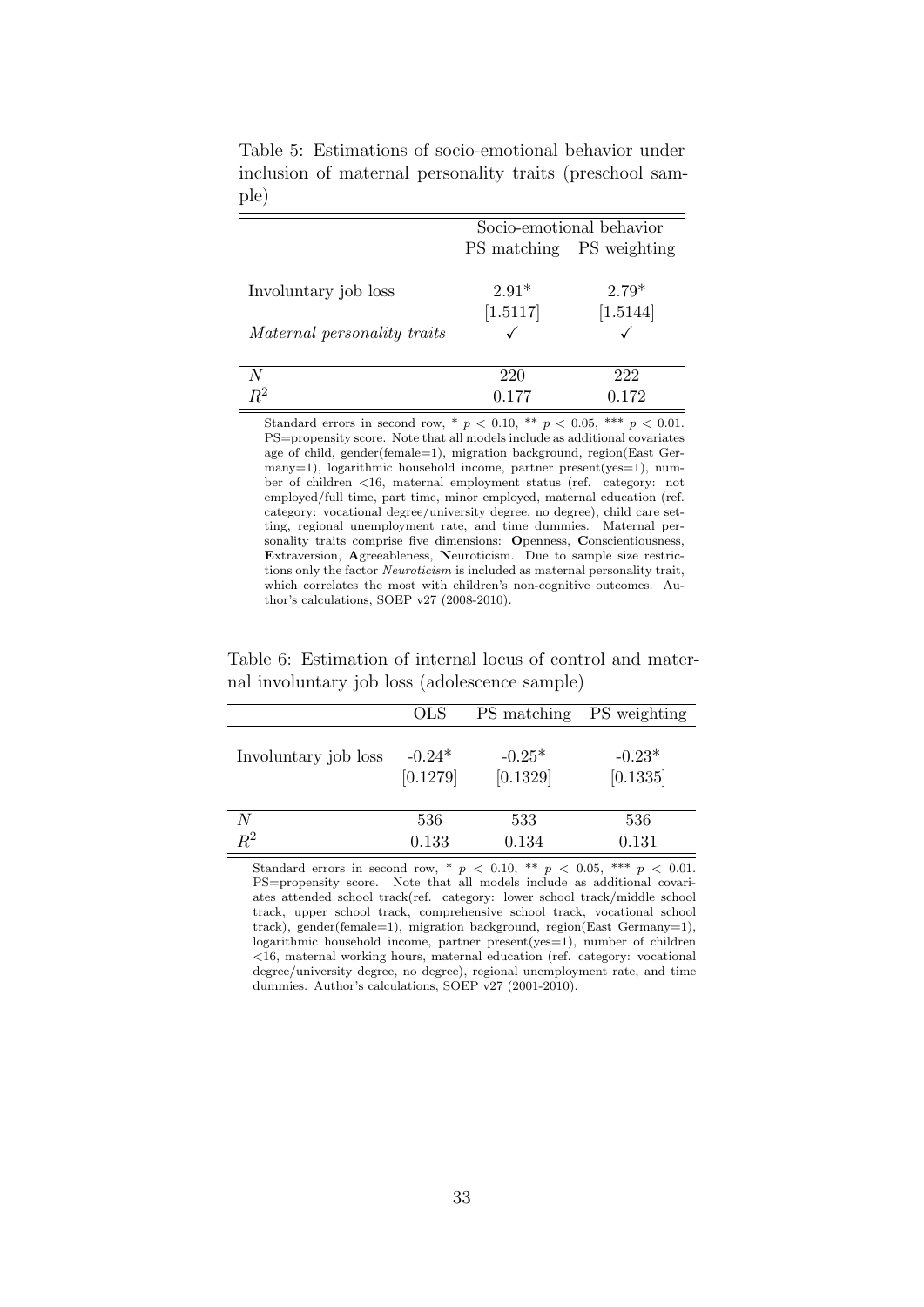Table 5: Estimations of socio-emotional behavior under inclusion of maternal personality traits (preschool sample)

| | Socio-emotional behavior | |
|---|---|---|
| | PS matching | PS weighting |
| Involuntary job loss | 2.91* | 2.79* |
| | [1.5117] | [1.5144] |
| *Maternal personality traits* | ✓ | ✓ |
| $N$ | 220 | 222 |
| $R^2$ | 0.177 | 0.172 |

Standard errors in second row, * $p < 0.10$, ** $p < 0.05$, *** $p < 0.01$. PS=propensity score. Note that all models include as additional covariates age of child, gender(female=1), migration background, region(East Germany=1), logarithmic household income, partner present(yes=1), number of children <16, maternal employment status (ref. category: not employed/full time, part time, minor employed, maternal education (ref. category: vocational degree/university degree, no degree), child care setting, regional unemployment rate, and time dummies. Maternal personality traits comprise five dimensions: **O**penness, **C**onscientiousness, **E**xtraversion, **A**greeableness, **N**euroticism. Due to sample size restrictions only the factor *Neuroticism* is included as maternal personality trait, which correlates the most with children's non-cognitive outcomes. Author's calculations, SOEP v27 (2008-2010).

Table 6: Estimation of internal locus of control and maternal involuntary job loss (adolescence sample)

| | OLS | PS matching | PS weighting |
|---|---|---|---|
| Involuntary job loss | -0.24* | -0.25* | -0.23* |
| | [0.1279] | [0.1329] | [0.1335] |
| $N$ | 536 | 533 | 536 |
| $R^2$ | 0.133 | 0.134 | 0.131 |

Standard errors in second row, * $p < 0.10$, ** $p < 0.05$, *** $p < 0.01$. PS=propensity score. Note that all models include as additional covariates attended school track(ref. category: lower school track/middle school track, upper school track, comprehensive school track, vocational school track), gender(female=1), migration background, region(East Germany=1), logarithmic household income, partner present(yes=1), number of children <16, maternal working hours, maternal education (ref. category: vocational degree/university degree, no degree), regional unemployment rate, and time dummies. Author's calculations, SOEP v27 (2001-2010).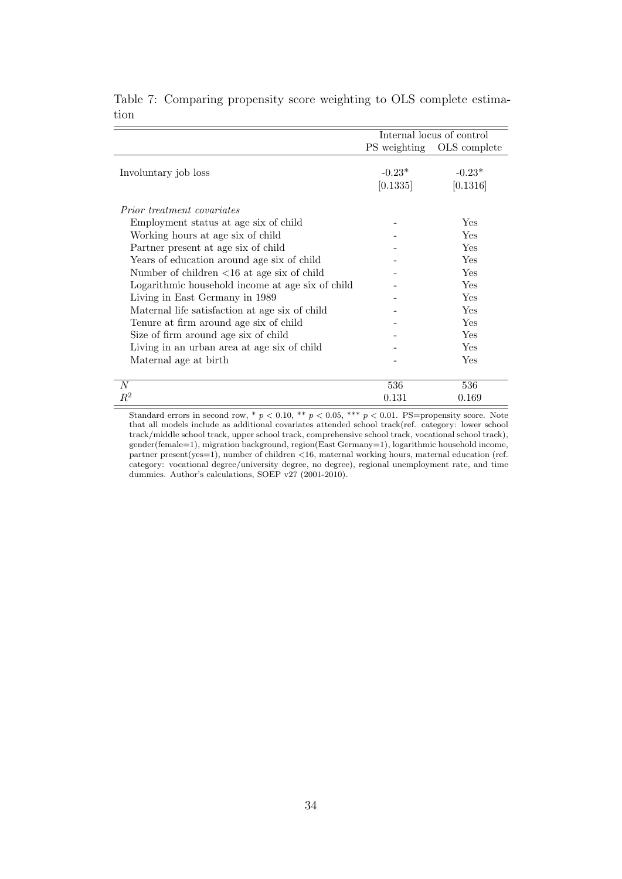Table 7: Comparing propensity score weighting to OLS complete estimation

| | Internal locus of control | |
|---|---|---|
| | PS weighting | OLS complete |
| Involuntary job loss | -0.23* | -0.23* |
| | [0.1335] | [0.1316] |
| *Prior treatment covariates* | | |
| Employment status at age six of child | - | Yes |
| Working hours at age six of child | - | Yes |
| Partner present at age six of child | - | Yes |
| Years of education around age six of child | - | Yes |
| Number of children <16 at age six of child | - | Yes |
| Logarithmic household income at age six of child | - | Yes |
| Living in East Germany in 1989 | - | Yes |
| Maternal life satisfaction at age six of child | - | Yes |
| Tenure at firm around age six of child | - | Yes |
| Size of firm around age six of child | - | Yes |
| Living in an urban area at age six of child | - | Yes |
| Maternal age at birth | - | Yes |
| $N$ | 536 | 536 |
| $R^2$ | 0.131 | 0.169 |

Standard errors in second row, * $p < 0.10$, ** $p < 0.05$, *** $p < 0.01$. PS=propensity score. Note that all models include as additional covariates attended school track(ref. category: lower school track/middle school track, upper school track, comprehensive school track, vocational school track), gender(female=1), migration background, region(East Germany=1), logarithmic household income, partner present(yes=1), number of children <16, maternal working hours, maternal education (ref. category: vocational degree/university degree, no degree), regional unemployment rate, and time dummies. Author's calculations, SOEP v27 (2001-2010).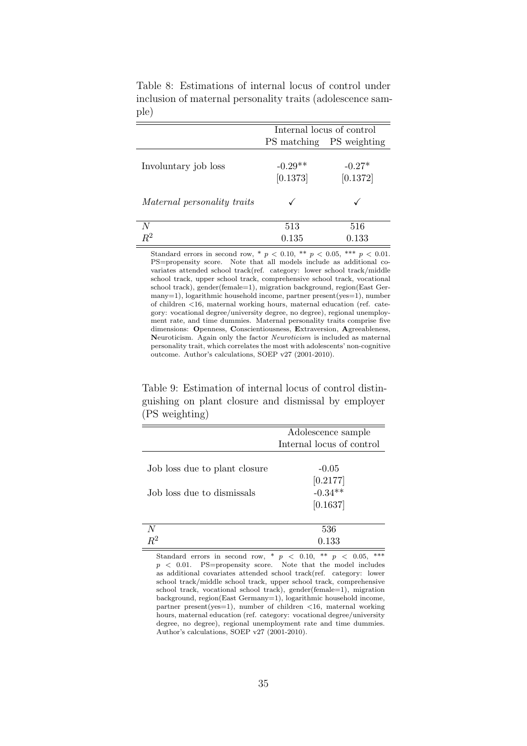Table 8: Estimations of internal locus of control under inclusion of maternal personality traits (adolescence sample)

| | Internal locus of control | |
|---|---|---|
| | PS matching | PS weighting |
| Involuntary job loss | -0.29** | -0.27* |
| | [0.1373] | [0.1372] |
| *Maternal personality traits* | ✓ | ✓ |
| $N$ | 513 | 516 |
| $R^2$ | 0.135 | 0.133 |

Standard errors in second row, * $p < 0.10$, ** $p < 0.05$, *** $p < 0.01$. PS=propensity score. Note that all models include as additional covariates attended school track(ref. category: lower school track/middle school track, upper school track, comprehensive school track, vocational school track), gender(female=1), migration background, region(East Germany=1), logarithmic household income, partner present(yes=1), number of children <16, maternal working hours, maternal education (ref. category: vocational degree/university degree, no degree), regional unemployment rate, and time dummies. Maternal personality traits comprise five dimensions: **O**penness, **C**onscientiousness, **E**xtraversion, **A**greeableness, **N**euroticism. Again only the factor *Neuroticism* is included as maternal personality trait, which correlates the most with adolescents' non-cognitive outcome. Author's calculations, SOEP v27 (2001-2010).

Table 9: Estimation of internal locus of control distinguishing on plant closure and dismissal by employer (PS weighting)

| | Adolescence sample |
|---|---|
| | Internal locus of control |
| Job loss due to plant closure | -0.05 |
| | [0.2177] |
| Job loss due to dismissals | -0.34** |
| | [0.1637] |
| $N$ | 536 |
| $R^2$ | 0.133 |

Standard errors in second row, * $p < 0.10$, ** $p < 0.05$, *** $p < 0.01$. PS=propensity score. Note that the model includes as additional covariates attended school track(ref. category: lower school track/middle school track, upper school track, comprehensive school track, vocational school track), gender(female=1), migration background, region(East Germany=1), logarithmic household income, partner present(yes=1), number of children <16, maternal working hours, maternal education (ref. category: vocational degree/university degree, no degree), regional unemployment rate and time dummies. Author's calculations, SOEP v27 (2001-2010).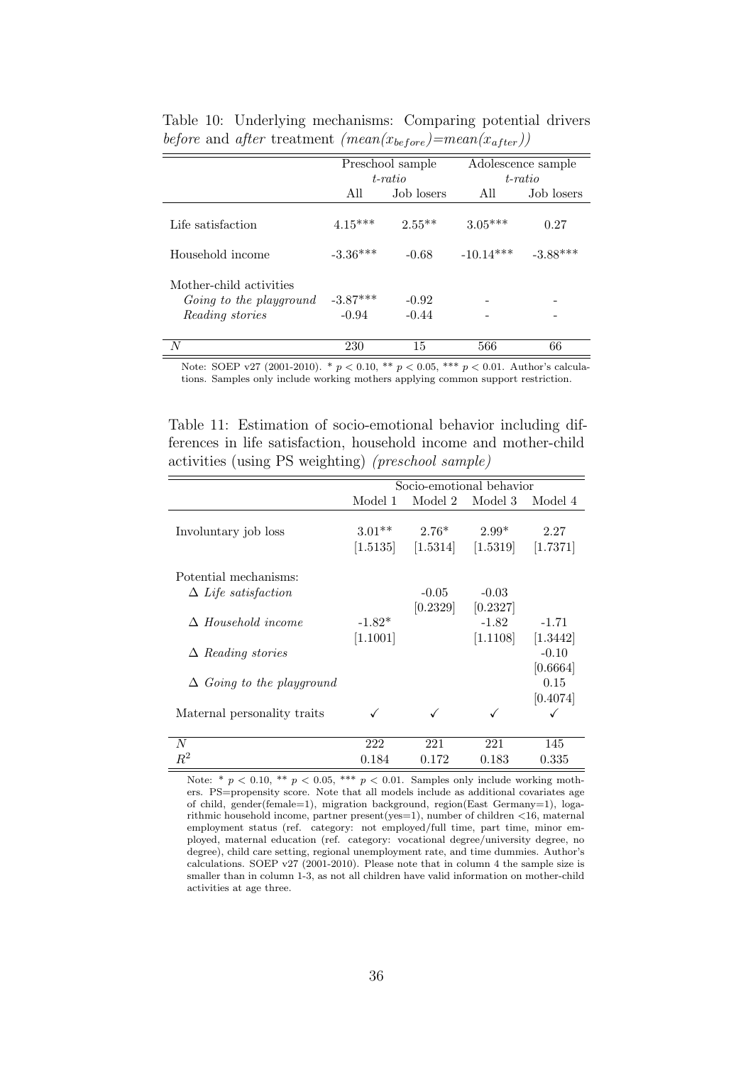Table 10: Underlying mechanisms: Comparing potential drivers *before* and *after* treatment *($mean(x_{before})$=$mean(x_{after})$)*

| | Preschool sample *t-ratio* | | Adolescence sample *t-ratio* | |
|---|---|---|---|---|
| | All | Job losers | All | Job losers |
| Life satisfaction | 4.15*** | 2.55** | 3.05*** | 0.27 |
| Household income | -3.36*** | -0.68 | -10.14*** | -3.88*** |
| Mother-child activities | | | | |
| *Going to the playground* | -3.87*** | -0.92 | - | - |
| *Reading stories* | -0.94 | -0.44 | - | - |
| $N$ | 230 | 15 | 566 | 66 |

Note: SOEP v27 (2001-2010). * $p < 0.10$, ** $p < 0.05$, *** $p < 0.01$. Author's calculations. Samples only include working mothers applying common support restriction.

Table 11: Estimation of socio-emotional behavior including differences in life satisfaction, household income and mother-child activities (using PS weighting) *(preschool sample)*

| | Socio-emotional behavior | | | |
|---|---|---|---|---|
| | Model 1 | Model 2 | Model 3 | Model 4 |
| Involuntary job loss | 3.01** | 2.76* | 2.99* | 2.27 |
| | [1.5135] | [1.5314] | [1.5319] | [1.7371] |
| Potential mechanisms: | | | | |
| $\Delta$ *Life satisfaction* | | -0.05 | -0.03 | |
| | | [0.2329] | [0.2327] | |
| $\Delta$ *Household income* | -1.82* | | -1.82 | -1.71 |
| | [1.1001] | | [1.1108] | [1.3442] |
| $\Delta$ *Reading stories* | | | | -0.10 |
| | | | | [0.6664] |
| $\Delta$ *Going to the playground* | | | | 0.15 |
| | | | | [0.4074] |
| Maternal personality traits | ✓ | ✓ | ✓ | ✓ |
| $N$ | 222 | 221 | 221 | 145 |
| $R^2$ | 0.184 | 0.172 | 0.183 | 0.335 |

Note: * $p < 0.10$, ** $p < 0.05$, *** $p < 0.01$. Samples only include working mothers. PS=propensity score. Note that all models include as additional covariates age of child, gender(female=1), migration background, region(East Germany=1), logarithmic household income, partner present(yes=1), number of children <16, maternal employment status (ref. category: not employed/full time, part time, minor employed, maternal education (ref. category: vocational degree/university degree, no degree), child care setting, regional unemployment rate, and time dummies. Author's calculations. SOEP v27 (2001-2010). Please note that in column 4 the sample size is smaller than in column 1-3, as not all children have valid information on mother-child activities at age three.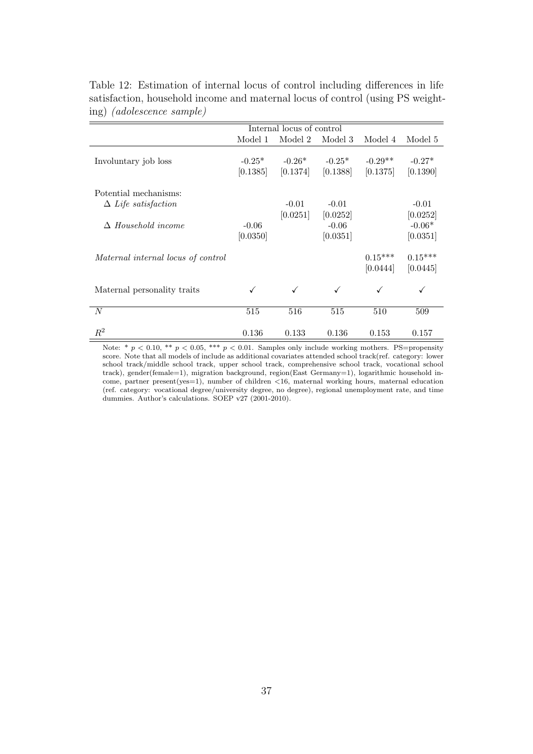Table 12: Estimation of internal locus of control including differences in life satisfaction, household income and maternal locus of control (using PS weighting) *(adolescence sample)*

| | Internal locus of control | | | | |
|---|---|---|---|---|---|
| | Model 1 | Model 2 | Model 3 | Model 4 | Model 5 |
| Involuntary job loss | -0.25* | -0.26* | -0.25* | -0.29** | -0.27* |
| | [0.1385] | [0.1374] | [0.1388] | [0.1375] | [0.1390] |
| Potential mechanisms: | | | | | |
| $\Delta$ *Life satisfaction* | | -0.01 | -0.01 | | -0.01 |
| | | [0.0251] | [0.0252] | | [0.0252] |
| $\Delta$ *Household income* | -0.06 | | -0.06 | | -0.06* |
| | [0.0350] | | [0.0351] | | [0.0351] |
| *Maternal internal locus of control* | | | | 0.15*** | 0.15*** |
| | | | | [0.0444] | [0.0445] |
| Maternal personality traits | ✓ | ✓ | ✓ | ✓ | ✓ |
| $N$ | 515 | 516 | 515 | 510 | 509 |
| $R^2$ | 0.136 | 0.133 | 0.136 | 0.153 | 0.157 |

Note: * $p < 0.10$, ** $p < 0.05$, *** $p < 0.01$. Samples only include working mothers. PS=propensity score. Note that all models of include as additional covariates attended school track(ref. category: lower school track/middle school track, upper school track, comprehensive school track, vocational school track), gender(female=1), migration background, region(East Germany=1), logarithmic household income, partner present(yes=1), number of children <16, maternal working hours, maternal education (ref. category: vocational degree/university degree, no degree), regional unemployment rate, and time dummies. Author's calculations. SOEP v27 (2001-2010).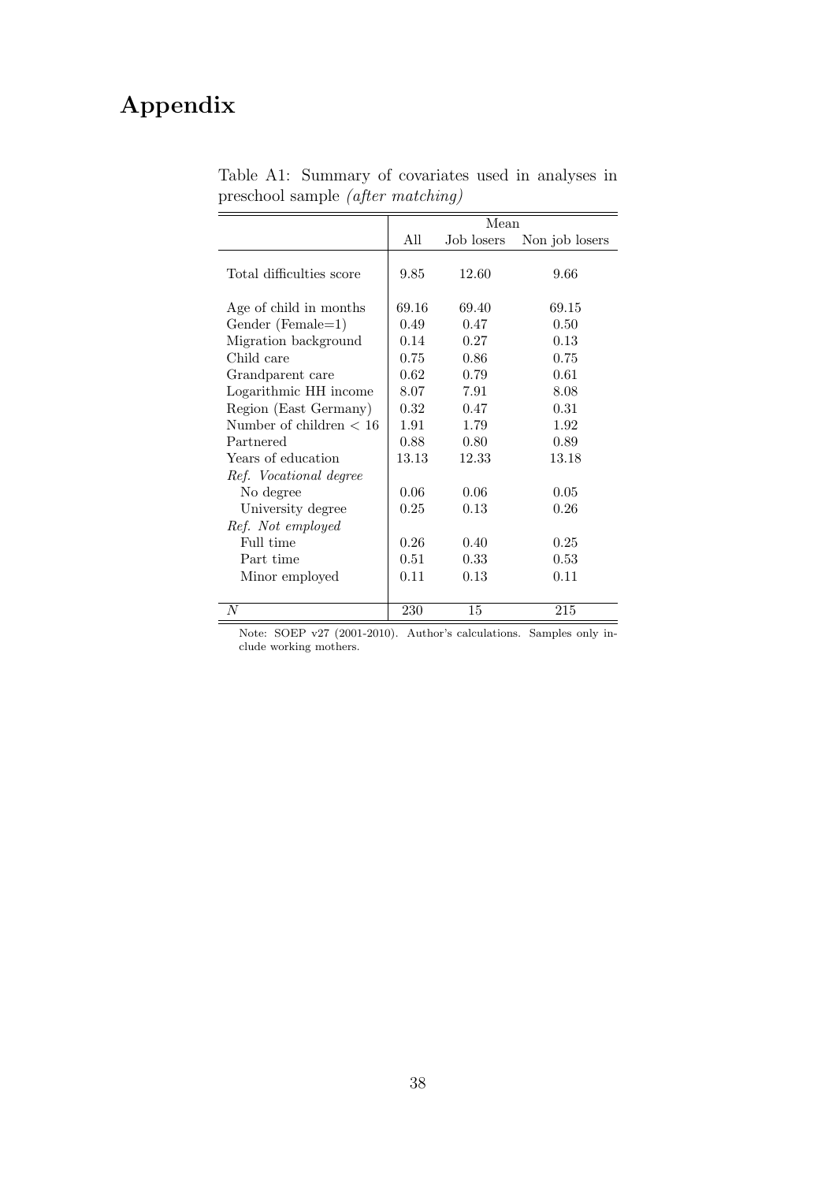# Appendix

Table A1: Summary of covariates used in analyses in preschool sample *(after matching)*

| | Mean | | |
|---|---|---|---|
| | All | Job losers | Non job losers |
| Total difficulties score | 9.85 | 12.60 | 9.66 |
| Age of child in months | 69.16 | 69.40 | 69.15 |
| Gender (Female=1) | 0.49 | 0.47 | 0.50 |
| Migration background | 0.14 | 0.27 | 0.13 |
| Child care | 0.75 | 0.86 | 0.75 |
| Grandparent care | 0.62 | 0.79 | 0.61 |
| Logarithmic HH income | 8.07 | 7.91 | 8.08 |
| Region (East Germany) | 0.32 | 0.47 | 0.31 |
| Number of children $< 16$ | 1.91 | 1.79 | 1.92 |
| Partnered | 0.88 | 0.80 | 0.89 |
| Years of education | 13.13 | 12.33 | 13.18 |
| *Ref. Vocational degree* | | | |
| No degree | 0.06 | 0.06 | 0.05 |
| University degree | 0.25 | 0.13 | 0.26 |
| *Ref. Not employed* | | | |
| Full time | 0.26 | 0.40 | 0.25 |
| Part time | 0.51 | 0.33 | 0.53 |
| Minor employed | 0.11 | 0.13 | 0.11 |
| $N$ | 230 | 15 | 215 |

Note: SOEP v27 (2001-2010). Author's calculations. Samples only include working mothers.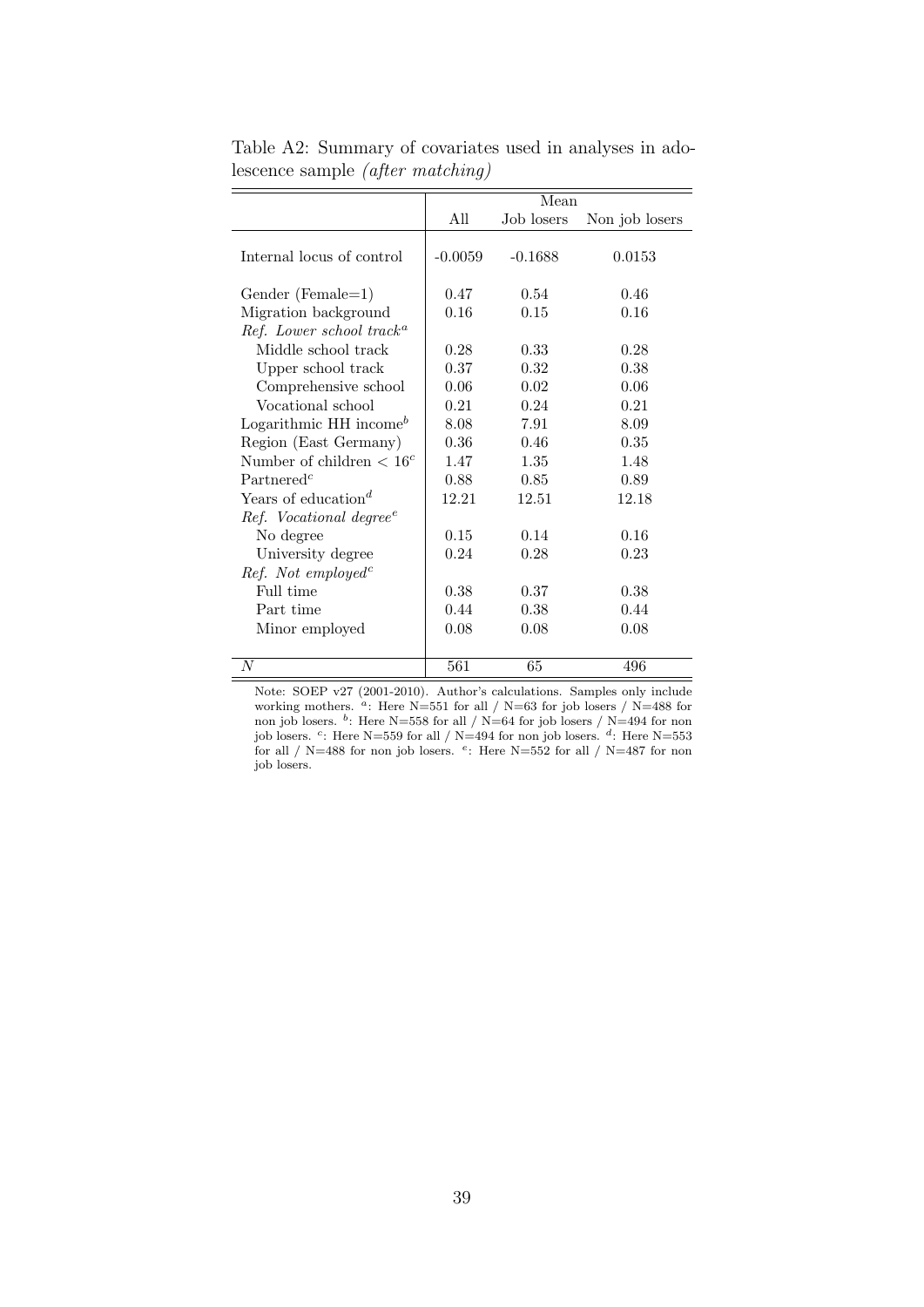Table A2: Summary of covariates used in analyses in adolescence sample *(after matching)*

| | Mean | | |
|---|---|---|---|
| | All | Job losers | Non job losers |
| Internal locus of control | -0.0059 | -0.1688 | 0.0153 |
| Gender (Female=1) | 0.47 | 0.54 | 0.46 |
| Migration background | 0.16 | 0.15 | 0.16 |
| *Ref. Lower school track*[a] | | | |
| Middle school track | 0.28 | 0.33 | 0.28 |
| Upper school track | 0.37 | 0.32 | 0.38 |
| Comprehensive school | 0.06 | 0.02 | 0.06 |
| Vocational school | 0.21 | 0.24 | 0.21 |
| Logarithmic HH income[b] | 8.08 | 7.91 | 8.09 |
| Region (East Germany) | 0.36 | 0.46 | 0.35 |
| Number of children $< 16^c$ | 1.47 | 1.35 | 1.48 |
| Partnered[c] | 0.88 | 0.85 | 0.89 |
| Years of education[d] | 12.21 | 12.51 | 12.18 |
| *Ref. Vocational degree*[e] | | | |
| No degree | 0.15 | 0.14 | 0.16 |
| University degree | 0.24 | 0.28 | 0.23 |
| *Ref. Not employed*[c] | | | |
| Full time | 0.38 | 0.37 | 0.38 |
| Part time | 0.44 | 0.38 | 0.44 |
| Minor employed | 0.08 | 0.08 | 0.08 |
| *N* | 561 | 65 | 496 |

Note: SOEP v27 (2001-2010). Author's calculations. Samples only include working mothers. [a]: Here N=551 for all / N=63 for job losers / N=488 for non job losers. [b]: Here N=558 for all / N=64 for job losers / N=494 for non job losers. [c]: Here N=559 for all / N=494 for non job losers. [d]: Here N=553 for all / N=488 for non job losers. [e]: Here N=552 for all / N=487 for non job losers.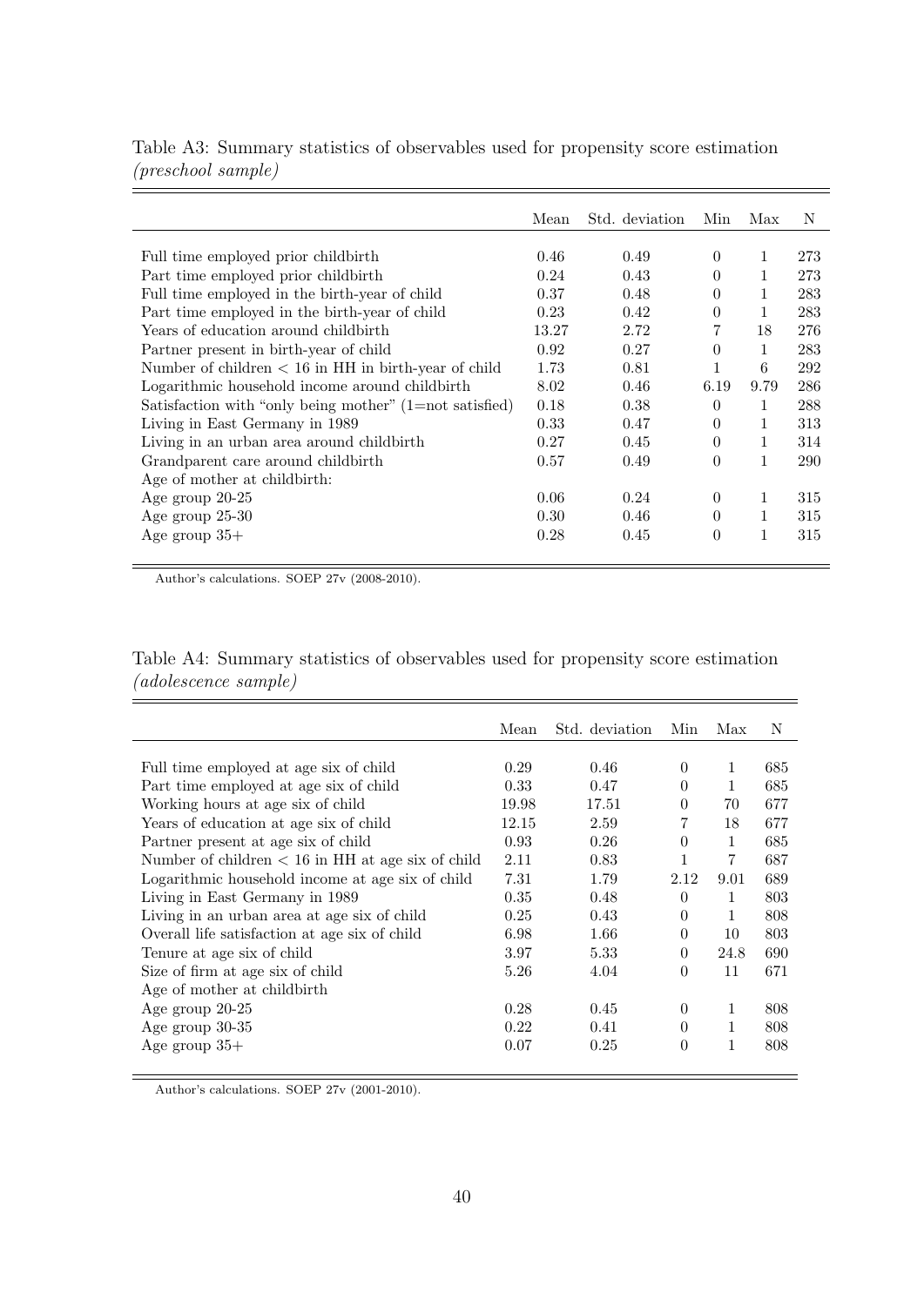Table A3: Summary statistics of observables used for propensity score estimation *(preschool sample)*

| | Mean | Std. deviation | Min | Max | N |
|---|---|---|---|---|---|
| Full time employed prior childbirth | 0.46 | 0.49 | 0 | 1 | 273 |
| Part time employed prior childbirth | 0.24 | 0.43 | 0 | 1 | 273 |
| Full time employed in the birth-year of child | 0.37 | 0.48 | 0 | 1 | 283 |
| Part time employed in the birth-year of child | 0.23 | 0.42 | 0 | 1 | 283 |
| Years of education around childbirth | 13.27 | 2.72 | 7 | 18 | 276 |
| Partner present in birth-year of child | 0.92 | 0.27 | 0 | 1 | 283 |
| Number of children < 16 in HH in birth-year of child | 1.73 | 0.81 | 1 | 6 | 292 |
| Logarithmic household income around childbirth | 8.02 | 0.46 | 6.19 | 9.79 | 286 |
| Satisfaction with "only being mother" (1=not satisfied) | 0.18 | 0.38 | 0 | 1 | 288 |
| Living in East Germany in 1989 | 0.33 | 0.47 | 0 | 1 | 313 |
| Living in an urban area around childbirth | 0.27 | 0.45 | 0 | 1 | 314 |
| Grandparent care around childbirth | 0.57 | 0.49 | 0 | 1 | 290 |
| Age of mother at childbirth: | | | | | |
| Age group 20-25 | 0.06 | 0.24 | 0 | 1 | 315 |
| Age group 25-30 | 0.30 | 0.46 | 0 | 1 | 315 |
| Age group 35+ | 0.28 | 0.45 | 0 | 1 | 315 |

Author's calculations. SOEP 27v (2008-2010).

Table A4: Summary statistics of observables used for propensity score estimation *(adolescence sample)*

| | Mean | Std. deviation | Min | Max | N |
|---|---|---|---|---|---|
| Full time employed at age six of child | 0.29 | 0.46 | 0 | 1 | 685 |
| Part time employed at age six of child | 0.33 | 0.47 | 0 | 1 | 685 |
| Working hours at age six of child | 19.98 | 17.51 | 0 | 70 | 677 |
| Years of education at age six of child | 12.15 | 2.59 | 7 | 18 | 677 |
| Partner present at age six of child | 0.93 | 0.26 | 0 | 1 | 685 |
| Number of children < 16 in HH at age six of child | 2.11 | 0.83 | 1 | 7 | 687 |
| Logarithmic household income at age six of child | 7.31 | 1.79 | 2.12 | 9.01 | 689 |
| Living in East Germany in 1989 | 0.35 | 0.48 | 0 | 1 | 803 |
| Living in an urban area at age six of child | 0.25 | 0.43 | 0 | 1 | 808 |
| Overall life satisfaction at age six of child | 6.98 | 1.66 | 0 | 10 | 803 |
| Tenure at age six of child | 3.97 | 5.33 | 0 | 24.8 | 690 |
| Size of firm at age six of child | 5.26 | 4.04 | 0 | 11 | 671 |
| Age of mother at childbirth | | | | | |
| Age group 20-25 | 0.28 | 0.45 | 0 | 1 | 808 |
| Age group 30-35 | 0.22 | 0.41 | 0 | 1 | 808 |
| Age group 35+ | 0.07 | 0.25 | 0 | 1 | 808 |

Author's calculations. SOEP 27v (2001-2010).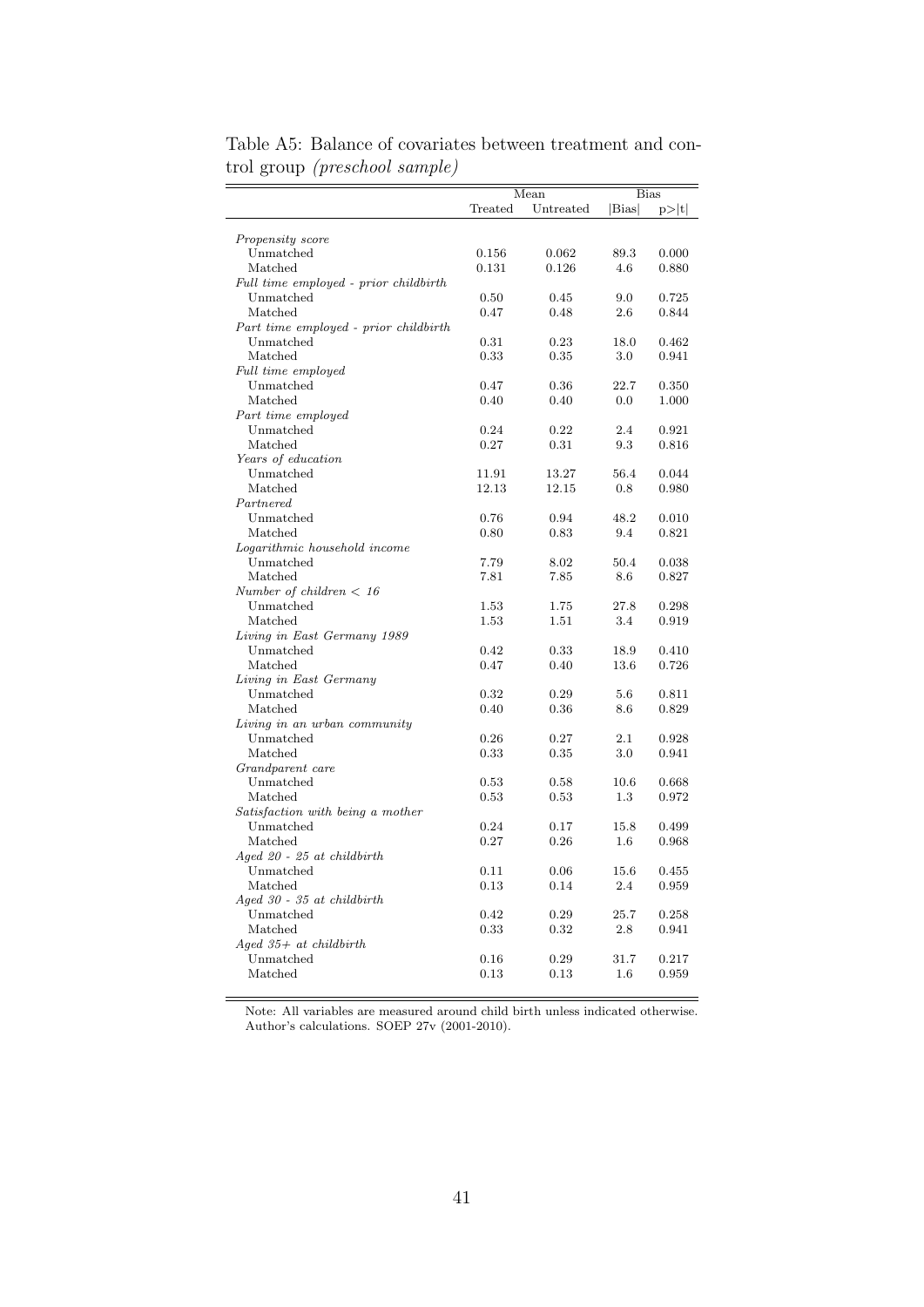Table A5: Balance of covariates between treatment and control group *(preschool sample)*

| | Mean | | Bias | |
|---|---|---|---|---|
| | Treated | Untreated | \|Bias\| | p>\|t\| |
| *Propensity score* | | | | |
| Unmatched | 0.156 | 0.062 | 89.3 | 0.000 |
| Matched | 0.131 | 0.126 | 4.6 | 0.880 |
| *Full time employed - prior childbirth* | | | | |
| Unmatched | 0.50 | 0.45 | 9.0 | 0.725 |
| Matched | 0.47 | 0.48 | 2.6 | 0.844 |
| *Part time employed - prior childbirth* | | | | |
| Unmatched | 0.31 | 0.23 | 18.0 | 0.462 |
| Matched | 0.33 | 0.35 | 3.0 | 0.941 |
| *Full time employed* | | | | |
| Unmatched | 0.47 | 0.36 | 22.7 | 0.350 |
| Matched | 0.40 | 0.40 | 0.0 | 1.000 |
| *Part time employed* | | | | |
| Unmatched | 0.24 | 0.22 | 2.4 | 0.921 |
| Matched | 0.27 | 0.31 | 9.3 | 0.816 |
| *Years of education* | | | | |
| Unmatched | 11.91 | 13.27 | 56.4 | 0.044 |
| Matched | 12.13 | 12.15 | 0.8 | 0.980 |
| *Partnered* | | | | |
| Unmatched | 0.76 | 0.94 | 48.2 | 0.010 |
| Matched | 0.80 | 0.83 | 9.4 | 0.821 |
| *Logarithmic household income* | | | | |
| Unmatched | 7.79 | 8.02 | 50.4 | 0.038 |
| Matched | 7.81 | 7.85 | 8.6 | 0.827 |
| *Number of children < 16* | | | | |
| Unmatched | 1.53 | 1.75 | 27.8 | 0.298 |
| Matched | 1.53 | 1.51 | 3.4 | 0.919 |
| *Living in East Germany 1989* | | | | |
| Unmatched | 0.42 | 0.33 | 18.9 | 0.410 |
| Matched | 0.47 | 0.40 | 13.6 | 0.726 |
| *Living in East Germany* | | | | |
| Unmatched | 0.32 | 0.29 | 5.6 | 0.811 |
| Matched | 0.40 | 0.36 | 8.6 | 0.829 |
| *Living in an urban community* | | | | |
| Unmatched | 0.26 | 0.27 | 2.1 | 0.928 |
| Matched | 0.33 | 0.35 | 3.0 | 0.941 |
| *Grandparent care* | | | | |
| Unmatched | 0.53 | 0.58 | 10.6 | 0.668 |
| Matched | 0.53 | 0.53 | 1.3 | 0.972 |
| *Satisfaction with being a mother* | | | | |
| Unmatched | 0.24 | 0.17 | 15.8 | 0.499 |
| Matched | 0.27 | 0.26 | 1.6 | 0.968 |
| *Aged 20 - 25 at childbirth* | | | | |
| Unmatched | 0.11 | 0.06 | 15.6 | 0.455 |
| Matched | 0.13 | 0.14 | 2.4 | 0.959 |
| *Aged 30 - 35 at childbirth* | | | | |
| Unmatched | 0.42 | 0.29 | 25.7 | 0.258 |
| Matched | 0.33 | 0.32 | 2.8 | 0.941 |
| *Aged 35+ at childbirth* | | | | |
| Unmatched | 0.16 | 0.29 | 31.7 | 0.217 |
| Matched | 0.13 | 0.13 | 1.6 | 0.959 |

Note: All variables are measured around child birth unless indicated otherwise. Author's calculations. SOEP 27v (2001-2010).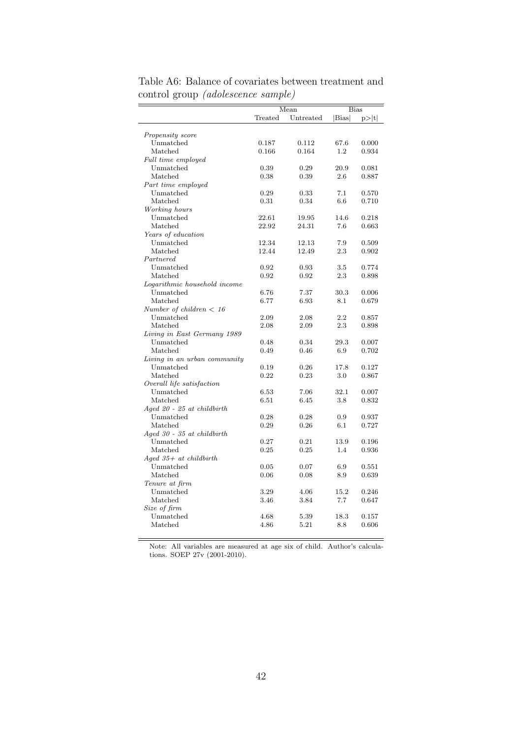Table A6: Balance of covariates between treatment and control group *(adolescence sample)*

| | Mean | | Bias | |
|---|---|---|---|---|
| | Treated | Untreated | \|Bias\| | p>\|t\| |
| *Propensity score* | | | | |
| Unmatched | 0.187 | 0.112 | 67.6 | 0.000 |
| Matched | 0.166 | 0.164 | 1.2 | 0.934 |
| *Full time employed* | | | | |
| Unmatched | 0.39 | 0.29 | 20.9 | 0.081 |
| Matched | 0.38 | 0.39 | 2.6 | 0.887 |
| *Part time employed* | | | | |
| Unmatched | 0.29 | 0.33 | 7.1 | 0.570 |
| Matched | 0.31 | 0.34 | 6.6 | 0.710 |
| *Working hours* | | | | |
| Unmatched | 22.61 | 19.95 | 14.6 | 0.218 |
| Matched | 22.92 | 24.31 | 7.6 | 0.663 |
| *Years of education* | | | | |
| Unmatched | 12.34 | 12.13 | 7.9 | 0.509 |
| Matched | 12.44 | 12.49 | 2.3 | 0.902 |
| *Partnered* | | | | |
| Unmatched | 0.92 | 0.93 | 3.5 | 0.774 |
| Matched | 0.92 | 0.92 | 2.3 | 0.898 |
| *Logarithmic household income* | | | | |
| Unmatched | 6.76 | 7.37 | 30.3 | 0.006 |
| Matched | 6.77 | 6.93 | 8.1 | 0.679 |
| *Number of children < 16* | | | | |
| Unmatched | 2.09 | 2.08 | 2.2 | 0.857 |
| Matched | 2.08 | 2.09 | 2.3 | 0.898 |
| *Living in East Germany 1989* | | | | |
| Unmatched | 0.48 | 0.34 | 29.3 | 0.007 |
| Matched | 0.49 | 0.46 | 6.9 | 0.702 |
| *Living in an urban community* | | | | |
| Unmatched | 0.19 | 0.26 | 17.8 | 0.127 |
| Matched | 0.22 | 0.23 | 3.0 | 0.867 |
| *Overall life satisfaction* | | | | |
| Unmatched | 6.53 | 7.06 | 32.1 | 0.007 |
| Matched | 6.51 | 6.45 | 3.8 | 0.832 |
| *Aged 20 - 25 at childbirth* | | | | |
| Unmatched | 0.28 | 0.28 | 0.9 | 0.937 |
| Matched | 0.29 | 0.26 | 6.1 | 0.727 |
| *Aged 30 - 35 at childbirth* | | | | |
| Unmatched | 0.27 | 0.21 | 13.9 | 0.196 |
| Matched | 0.25 | 0.25 | 1.4 | 0.936 |
| *Aged 35+ at childbirth* | | | | |
| Unmatched | 0.05 | 0.07 | 6.9 | 0.551 |
| Matched | 0.06 | 0.08 | 8.9 | 0.639 |
| *Tenure at firm* | | | | |
| Unmatched | 3.29 | 4.06 | 15.2 | 0.246 |
| Matched | 3.46 | 3.84 | 7.7 | 0.647 |
| *Size of firm* | | | | |
| Unmatched | 4.68 | 5.39 | 18.3 | 0.157 |
| Matched | 4.86 | 5.21 | 8.8 | 0.606 |

Note: All variables are measured at age six of child. Author's calculations. SOEP 27v (2001-2010).